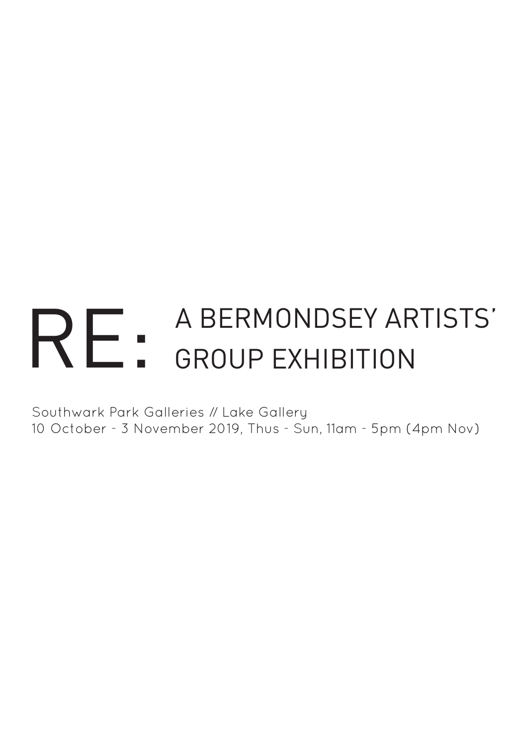# RE: A BERMONDSEY ARTISTS' GROUP EXHIBITION

Southwark Park Galleries // Lake Gallery
10 October - 3 November 2019, Thus - Sun, 11am - 5pm (4pm Nov)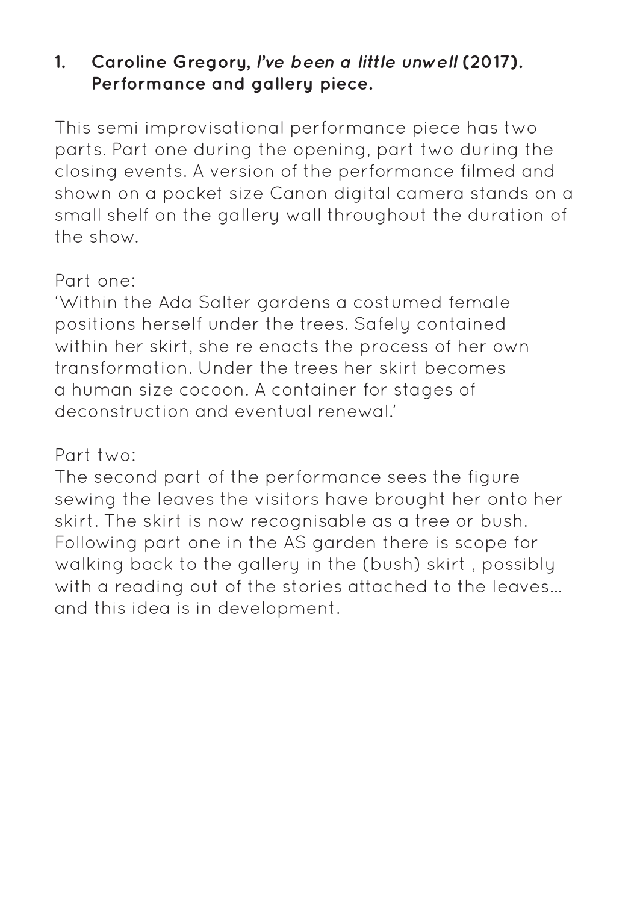## 1. Caroline Gregory, *I've been a little unwell* (2017). Performance and gallery piece.

This semi improvisational performance piece has two parts. Part one during the opening, part two during the closing events. A version of the performance filmed and shown on a pocket size Canon digital camera stands on a small shelf on the gallery wall throughout the duration of the show.

Part one:
'Within the Ada Salter gardens a costumed female positions herself under the trees. Safely contained within her skirt, she re enacts the process of her own transformation. Under the trees her skirt becomes a human size cocoon. A container for stages of deconstruction and eventual renewal.'

Part two:
The second part of the performance sees the figure sewing the leaves the visitors have brought her onto her skirt. The skirt is now recognisable as a tree or bush. Following part one in the AS garden there is scope for walking back to the gallery in the (bush) skirt , possibly with a reading out of the stories attached to the leaves... and this idea is in development.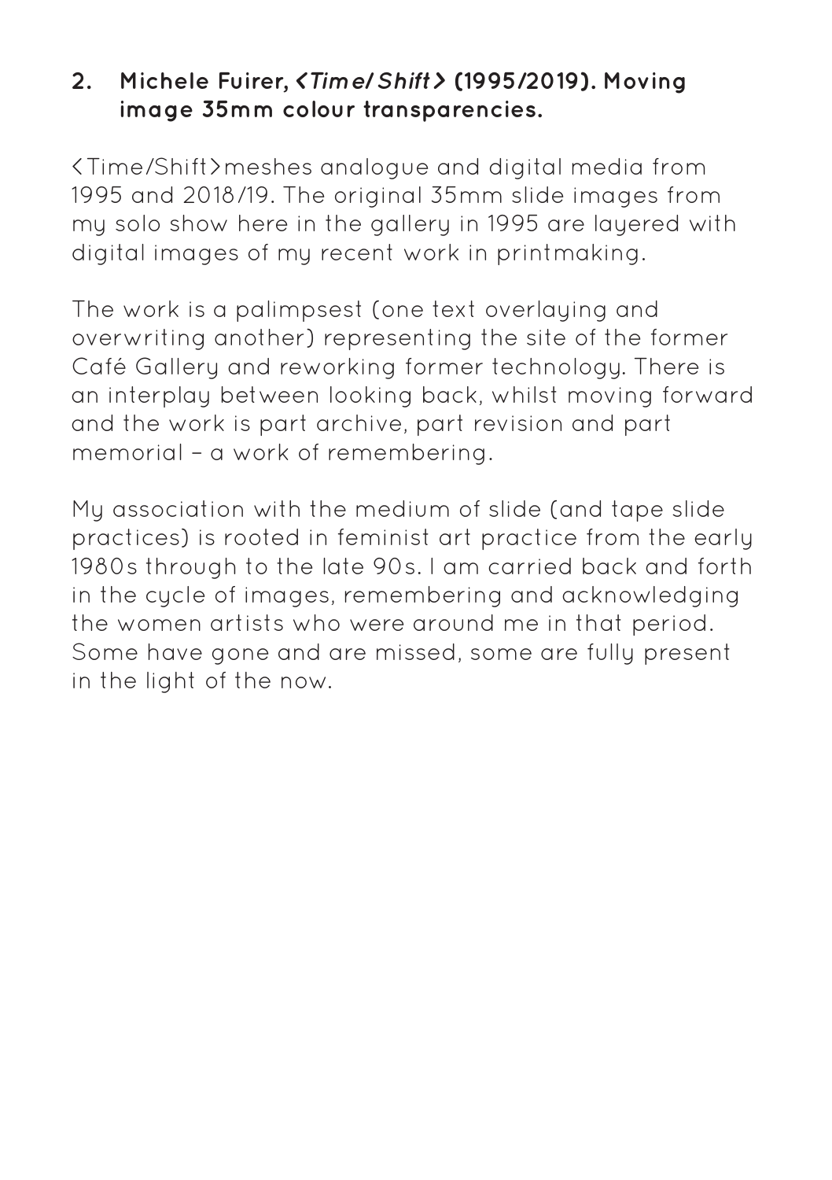**2. Michele Fuirer, <*Time/Shift*> (1995/2019). Moving image 35mm colour transparencies.**

<Time/Shift>meshes analogue and digital media from 1995 and 2018/19. The original 35mm slide images from my solo show here in the gallery in 1995 are layered with digital images of my recent work in printmaking.

The work is a palimpsest (one text overlaying and overwriting another) representing the site of the former Café Gallery and reworking former technology. There is an interplay between looking back, whilst moving forward and the work is part archive, part revision and part memorial – a work of remembering.

My association with the medium of slide (and tape slide practices) is rooted in feminist art practice from the early 1980s through to the late 90s. I am carried back and forth in the cycle of images, remembering and acknowledging the women artists who were around me in that period. Some have gone and are missed, some are fully present in the light of the now.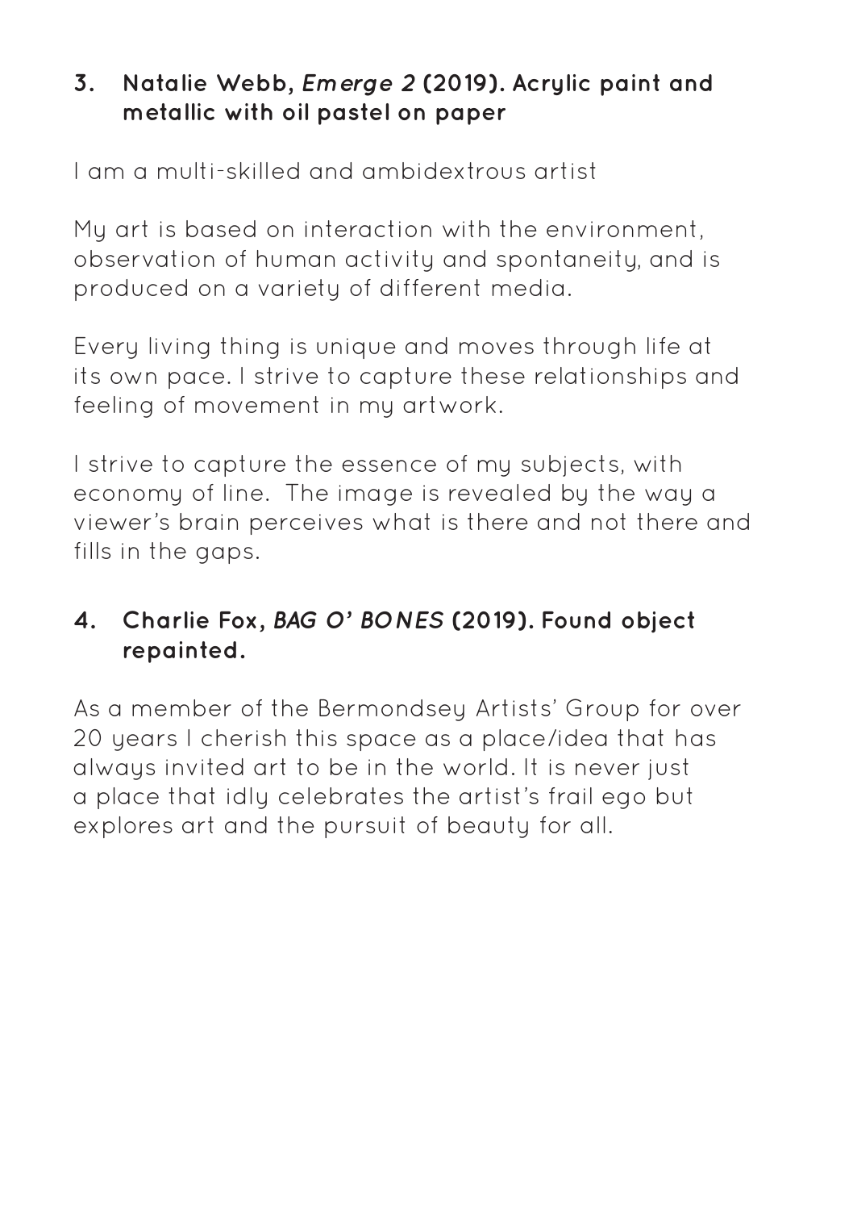### 3. Natalie Webb, *Emerge 2* (2019). Acrylic paint and metallic with oil pastel on paper

I am a multi-skilled and ambidextrous artist

My art is based on interaction with the environment, observation of human activity and spontaneity, and is produced on a variety of different media.

Every living thing is unique and moves through life at its own pace. I strive to capture these relationships and feeling of movement in my artwork.

I strive to capture the essence of my subjects, with economy of line. The image is revealed by the way a viewer's brain perceives what is there and not there and fills in the gaps.

### 4. Charlie Fox, *BAG O' BONES* (2019). Found object repainted.

As a member of the Bermondsey Artists' Group for over 20 years I cherish this space as a place/idea that has always invited art to be in the world. It is never just a place that idly celebrates the artist's frail ego but explores art and the pursuit of beauty for all.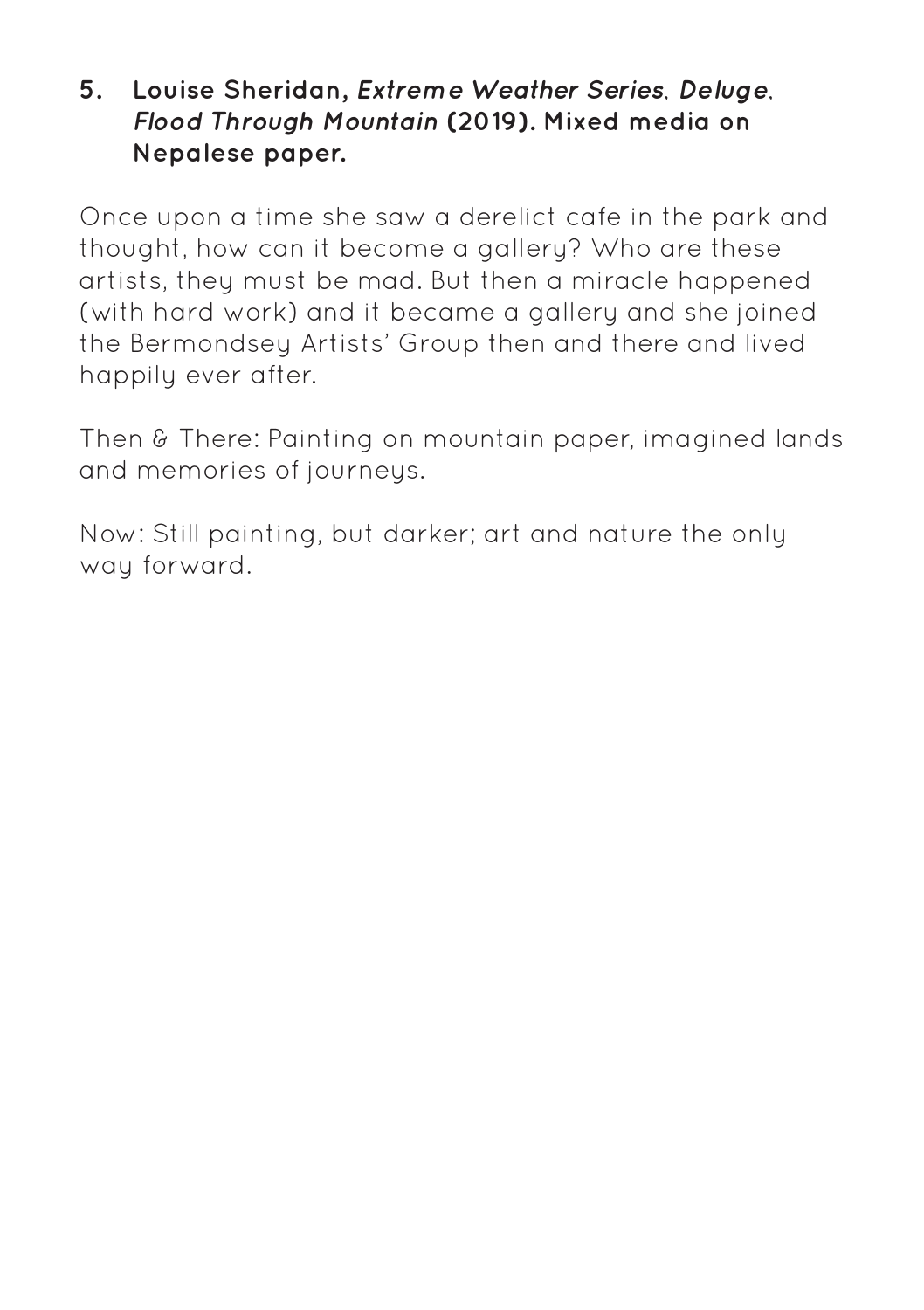**5. Louise Sheridan, *Extreme Weather Series*, *Deluge*, *Flood Through Mountain* (2019). Mixed media on Nepalese paper.**

Once upon a time she saw a derelict cafe in the park and thought, how can it become a gallery? Who are these artists, they must be mad. But then a miracle happened (with hard work) and it became a gallery and she joined the Bermondsey Artists' Group then and there and lived happily ever after.

Then & There: Painting on mountain paper, imagined lands and memories of journeys.

Now: Still painting, but darker; art and nature the only way forward.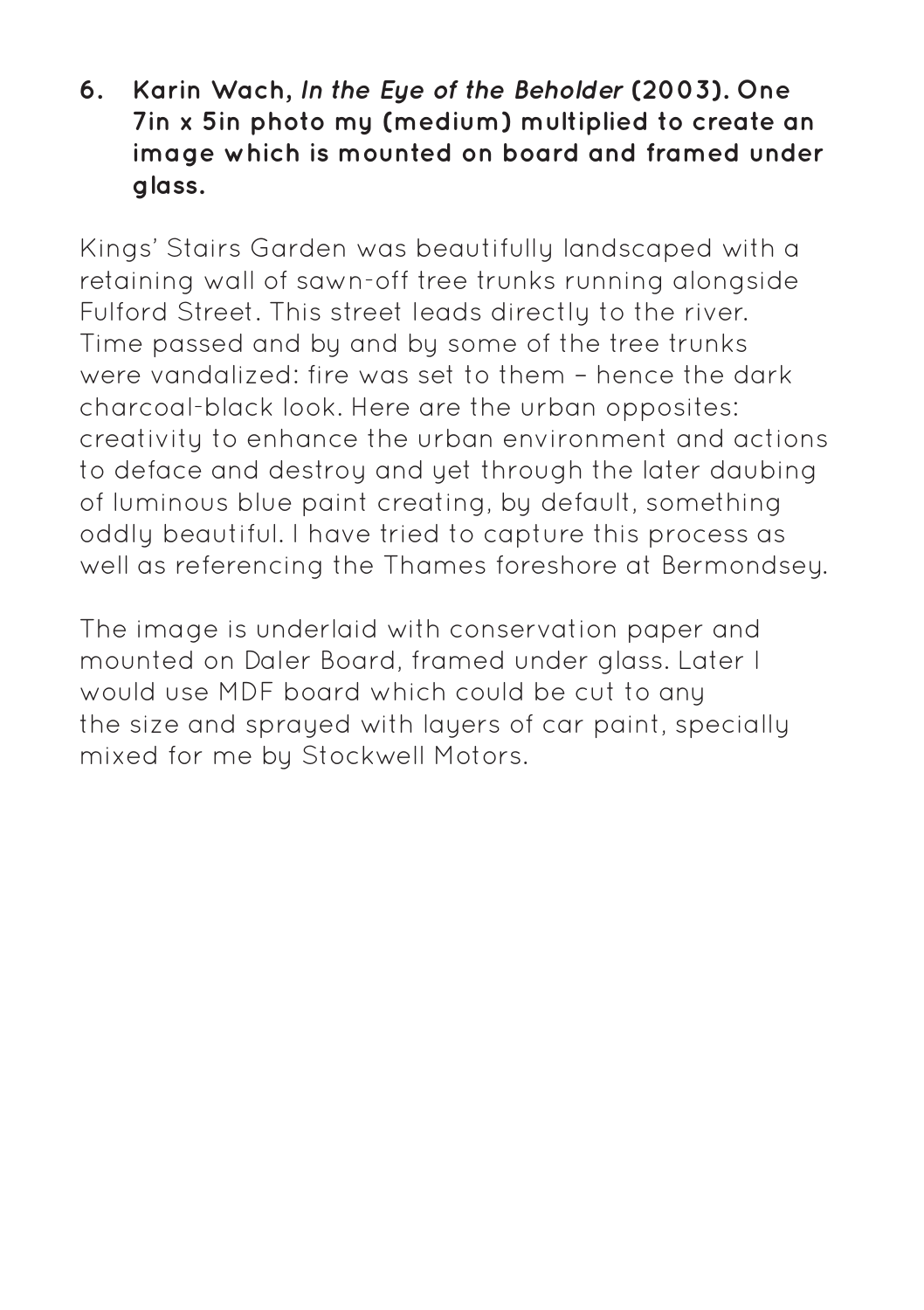**6. Karin Wach, *In the Eye of the Beholder* (2003). One 7in x 5in photo my (medium) multiplied to create an image which is mounted on board and framed under glass.**

Kings' Stairs Garden was beautifully landscaped with a retaining wall of sawn-off tree trunks running alongside Fulford Street. This street leads directly to the river. Time passed and by and by some of the tree trunks were vandalized: fire was set to them – hence the dark charcoal-black look. Here are the urban opposites: creativity to enhance the urban environment and actions to deface and destroy and yet through the later daubing of luminous blue paint creating, by default, something oddly beautiful. I have tried to capture this process as well as referencing the Thames foreshore at Bermondsey.

The image is underlaid with conservation paper and mounted on Daler Board, framed under glass. Later I would use MDF board which could be cut to any the size and sprayed with layers of car paint, specially mixed for me by Stockwell Motors.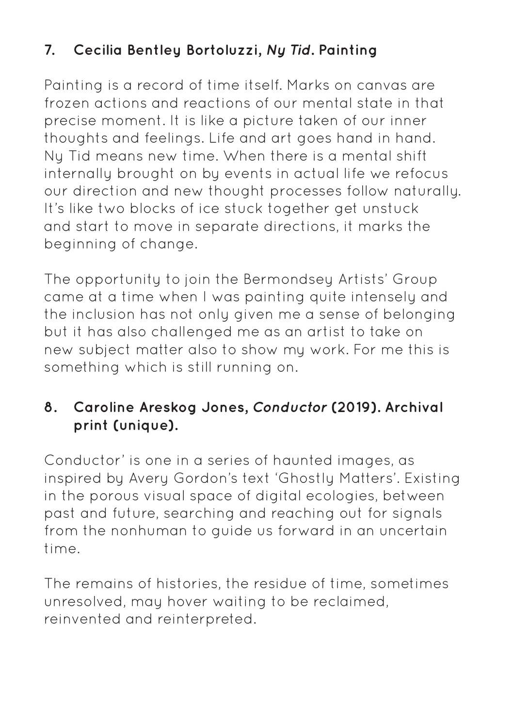### 7. Cecilia Bentley Bortoluzzi, *Ny Tid*. Painting

Painting is a record of time itself. Marks on canvas are frozen actions and reactions of our mental state in that precise moment. It is like a picture taken of our inner thoughts and feelings. Life and art goes hand in hand. Ny Tid means new time. When there is a mental shift internally brought on by events in actual life we refocus our direction and new thought processes follow naturally. It's like two blocks of ice stuck together get unstuck and start to move in separate directions, it marks the beginning of change.

The opportunity to join the Bermondsey Artists' Group came at a time when I was painting quite intensely and the inclusion has not only given me a sense of belonging but it has also challenged me as an artist to take on new subject matter also to show my work. For me this is something which is still running on.

### 8. Caroline Areskog Jones, *Conductor* (2019). Archival print (unique).

Conductor' is one in a series of haunted images, as inspired by Avery Gordon's text 'Ghostly Matters'. Existing in the porous visual space of digital ecologies, between past and future, searching and reaching out for signals from the nonhuman to guide us forward in an uncertain time.

The remains of histories, the residue of time, sometimes unresolved, may hover waiting to be reclaimed, reinvented and reinterpreted.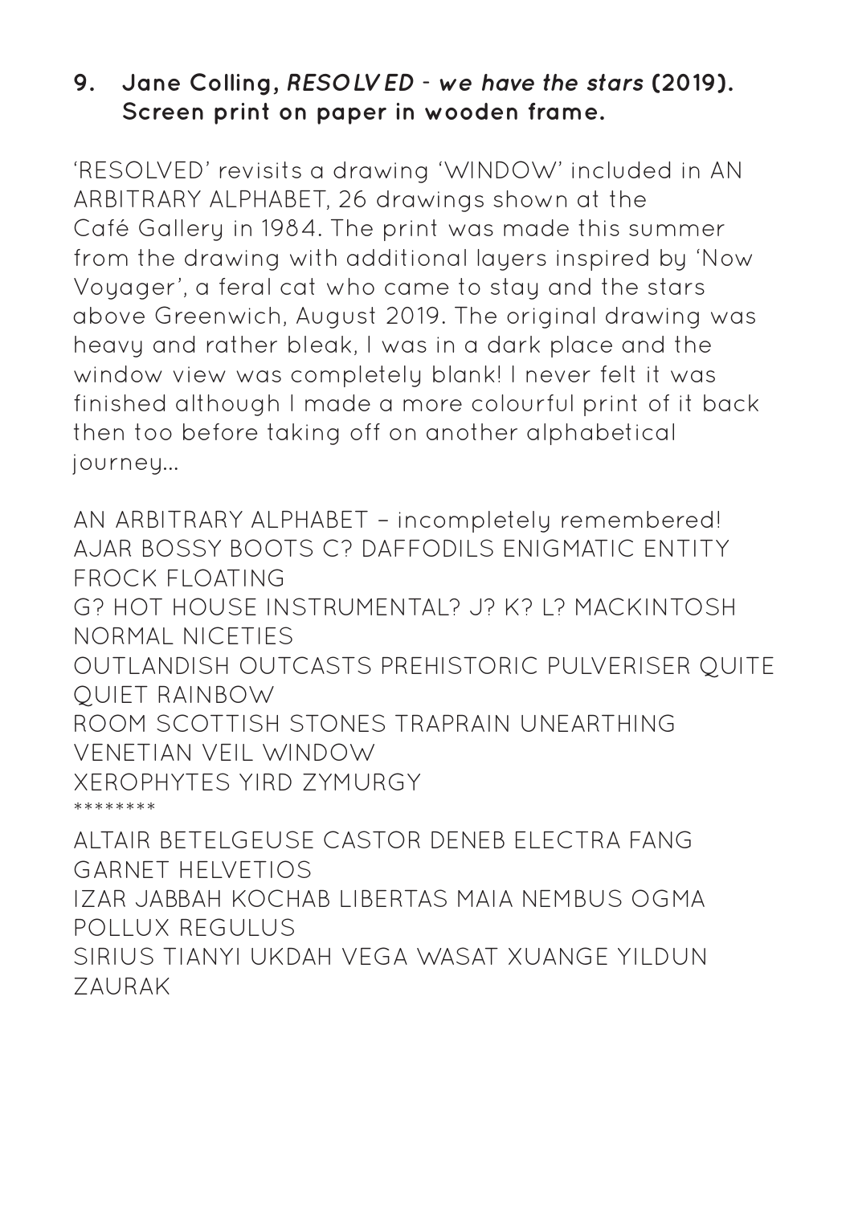### 9. Jane Colling, *RESOLVED - we have the stars* (2019). Screen print on paper in wooden frame.

'RESOLVED' revisits a drawing 'WINDOW' included in AN ARBITRARY ALPHABET, 26 drawings shown at the Café Gallery in 1984. The print was made this summer from the drawing with additional layers inspired by 'Now Voyager', a feral cat who came to stay and the stars above Greenwich, August 2019. The original drawing was heavy and rather bleak, I was in a dark place and the window view was completely blank! I never felt it was finished although I made a more colourful print of it back then too before taking off on another alphabetical journey...

AN ARBITRARY ALPHABET – incompletely remembered!
AJAR BOSSY BOOTS C? DAFFODILS ENIGMATIC ENTITY FROCK FLOATING
G? HOT HOUSE INSTRUMENTAL? J? K? L? MACKINTOSH NORMAL NICETIES
OUTLANDISH OUTCASTS PREHISTORIC PULVERISER QUITE QUIET RAINBOW
ROOM SCOTTISH STONES TRAPRAIN UNEARTHING VENETIAN VEIL WINDOW
XEROPHYTES YIRD ZYMURGY
********
ALTAIR BETELGEUSE CASTOR DENEB ELECTRA FANG GARNET HELVETIOS
IZAR JABBAH KOCHAB LIBERTAS MAIA NEMBUS OGMA POLLUX REGULUS
SIRIUS TIANYI UKDAH VEGA WASAT XUANGE YILDUN ZAURAK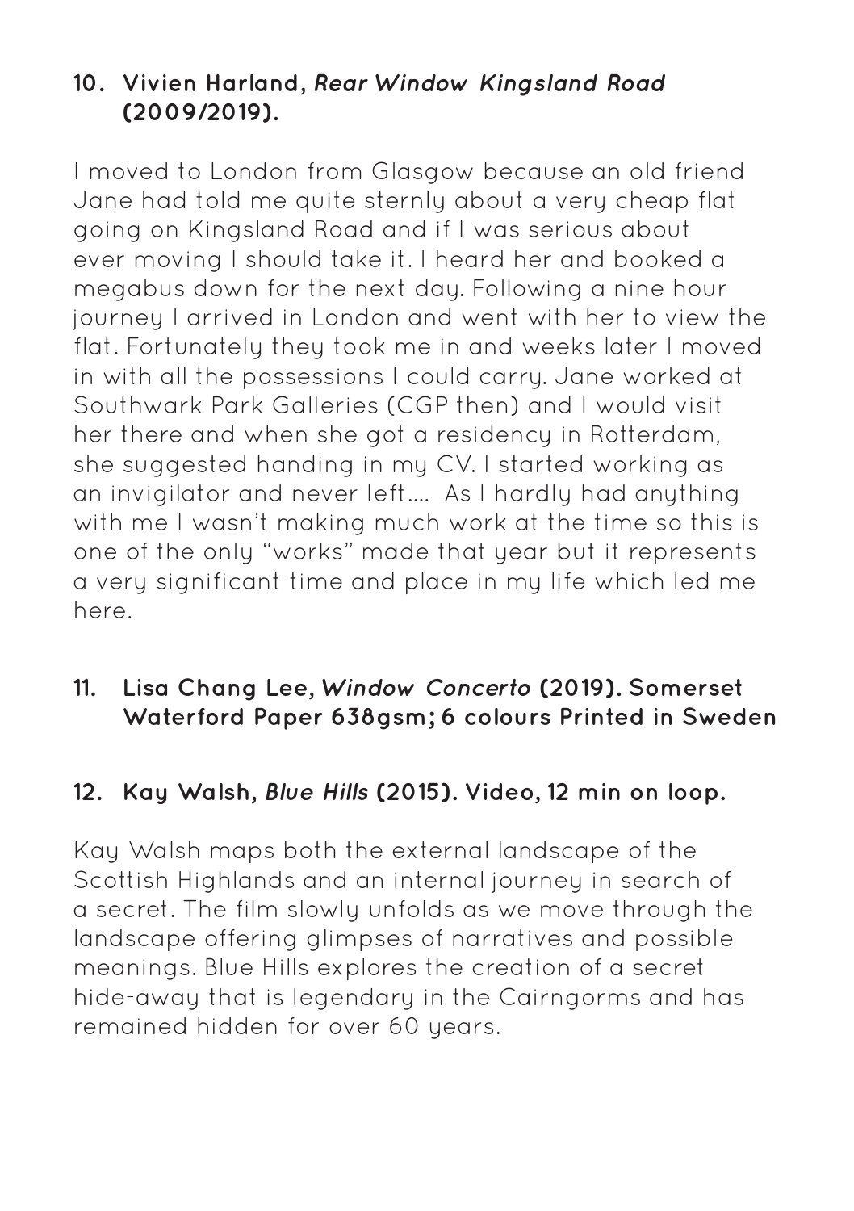### 10. Vivien Harland, *Rear Window Kingsland Road* (2009/2019).

I moved to London from Glasgow because an old friend Jane had told me quite sternly about a very cheap flat going on Kingsland Road and if I was serious about ever moving I should take it. I heard her and booked a megabus down for the next day. Following a nine hour journey I arrived in London and went with her to view the flat. Fortunately they took me in and weeks later I moved in with all the possessions I could carry. Jane worked at Southwark Park Galleries (CGP then) and I would visit her there and when she got a residency in Rotterdam, she suggested handing in my CV. I started working as an invigilator and never left…. As I hardly had anything with me I wasn't making much work at the time so this is one of the only "works" made that year but it represents a very significant time and place in my life which led me here.

### 11. Lisa Chang Lee, *Window Concerto* (2019). Somerset Waterford Paper 638gsm; 6 colours Printed in Sweden

### 12. Kay Walsh, *Blue Hills* (2015). Video, 12 min on loop.

Kay Walsh maps both the external landscape of the Scottish Highlands and an internal journey in search of a secret. The film slowly unfolds as we move through the landscape offering glimpses of narratives and possible meanings. Blue Hills explores the creation of a secret hide-away that is legendary in the Cairngorms and has remained hidden for over 60 years.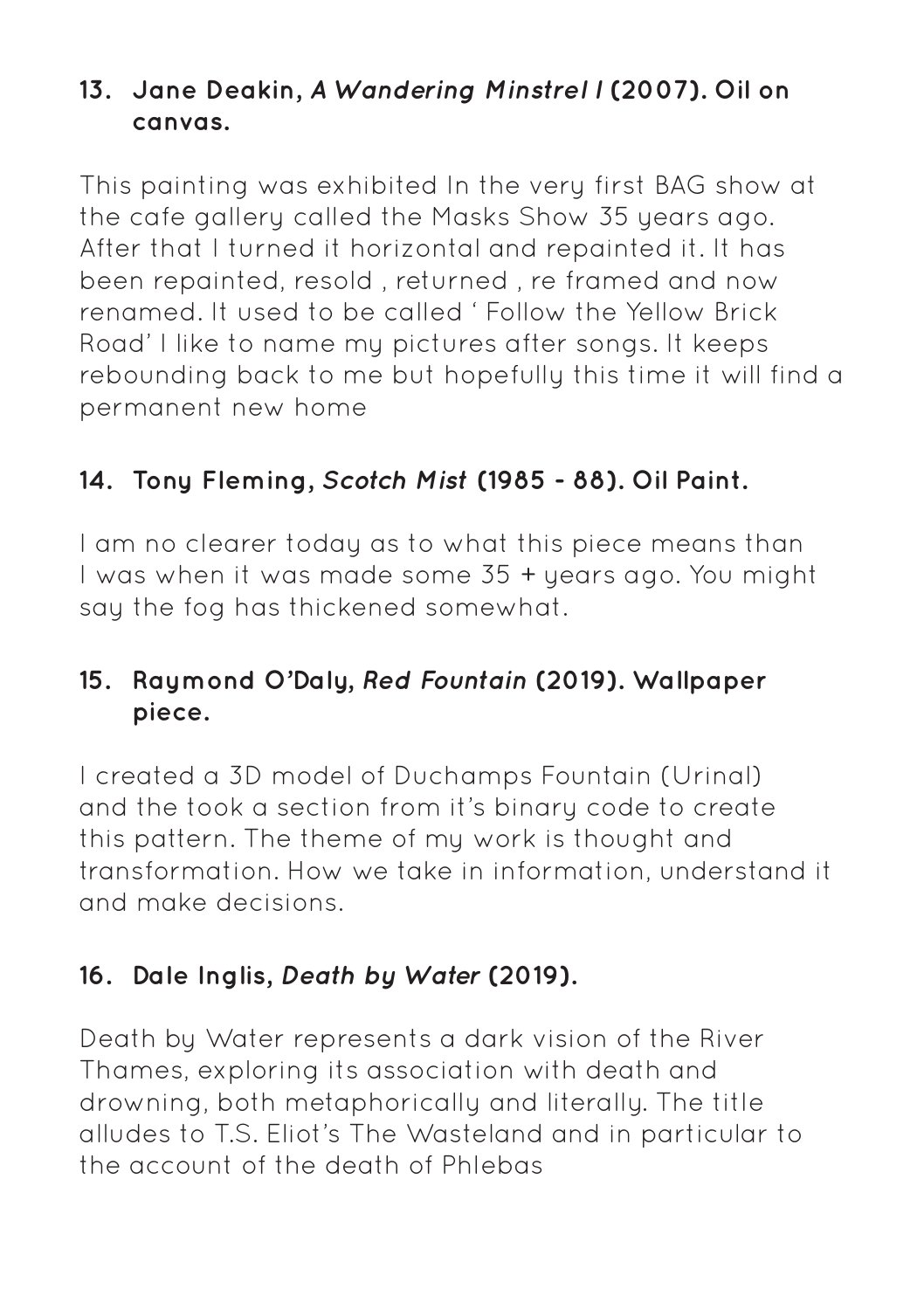### 13. Jane Deakin, *A Wandering Minstrel I* (2007). Oil on canvas.

This painting was exhibited In the very first BAG show at the cafe gallery called the Masks Show 35 years ago. After that I turned it horizontal and repainted it. It has been repainted, resold , returned , re framed and now renamed. It used to be called ' Follow the Yellow Brick Road' I like to name my pictures after songs. It keeps rebounding back to me but hopefully this time it will find a permanent new home

### 14. Tony Fleming, *Scotch Mist* (1985 - 88). Oil Paint.

I am no clearer today as to what this piece means than I was when it was made some 35 + years ago. You might say the fog has thickened somewhat.

### 15. Raymond O'Daly, *Red Fountain* (2019). Wallpaper piece.

I created a 3D model of Duchamps Fountain (Urinal) and the took a section from it's binary code to create this pattern. The theme of my work is thought and transformation. How we take in information, understand it and make decisions.

### 16. Dale Inglis, *Death by Water* (2019).

Death by Water represents a dark vision of the River Thames, exploring its association with death and drowning, both metaphorically and literally. The title alludes to T.S. Eliot's The Wasteland and in particular to the account of the death of Phlebas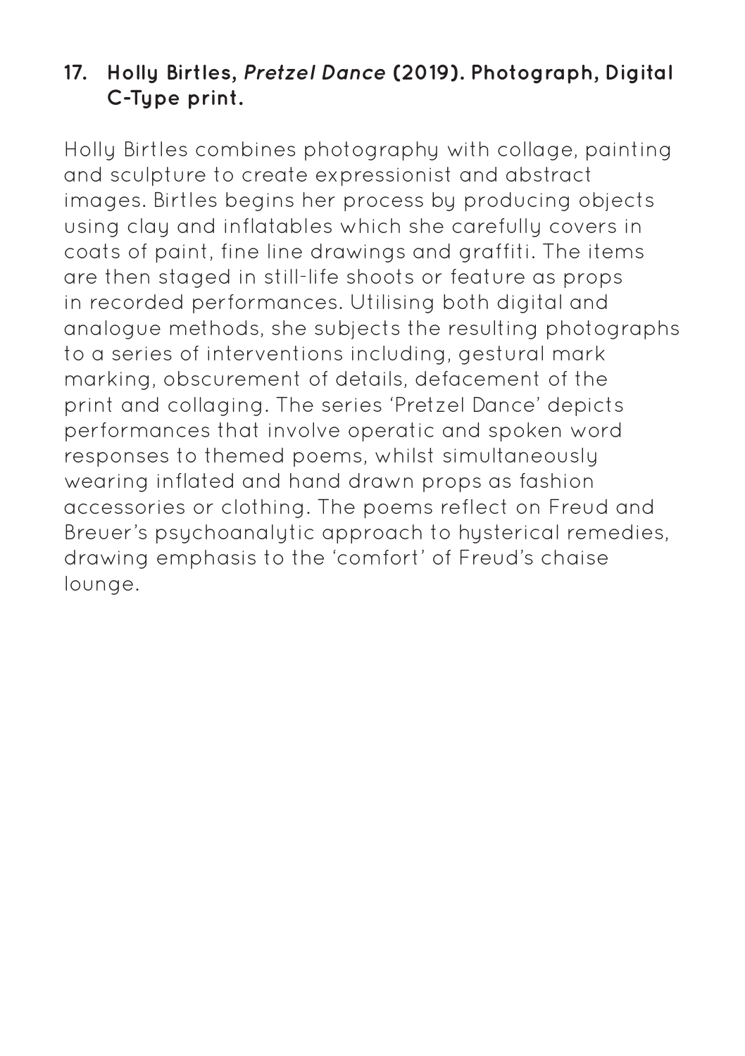### 17. Holly Birtles, *Pretzel Dance* (2019). Photograph, Digital C-Type print.

Holly Birtles combines photography with collage, painting and sculpture to create expressionist and abstract images. Birtles begins her process by producing objects using clay and inflatables which she carefully covers in coats of paint, fine line drawings and graffiti. The items are then staged in still-life shoots or feature as props in recorded performances. Utilising both digital and analogue methods, she subjects the resulting photographs to a series of interventions including, gestural mark marking, obscurement of details, defacement of the print and collaging. The series 'Pretzel Dance' depicts performances that involve operatic and spoken word responses to themed poems, whilst simultaneously wearing inflated and hand drawn props as fashion accessories or clothing. The poems reflect on Freud and Breuer's psychoanalytic approach to hysterical remedies, drawing emphasis to the 'comfort' of Freud's chaise lounge.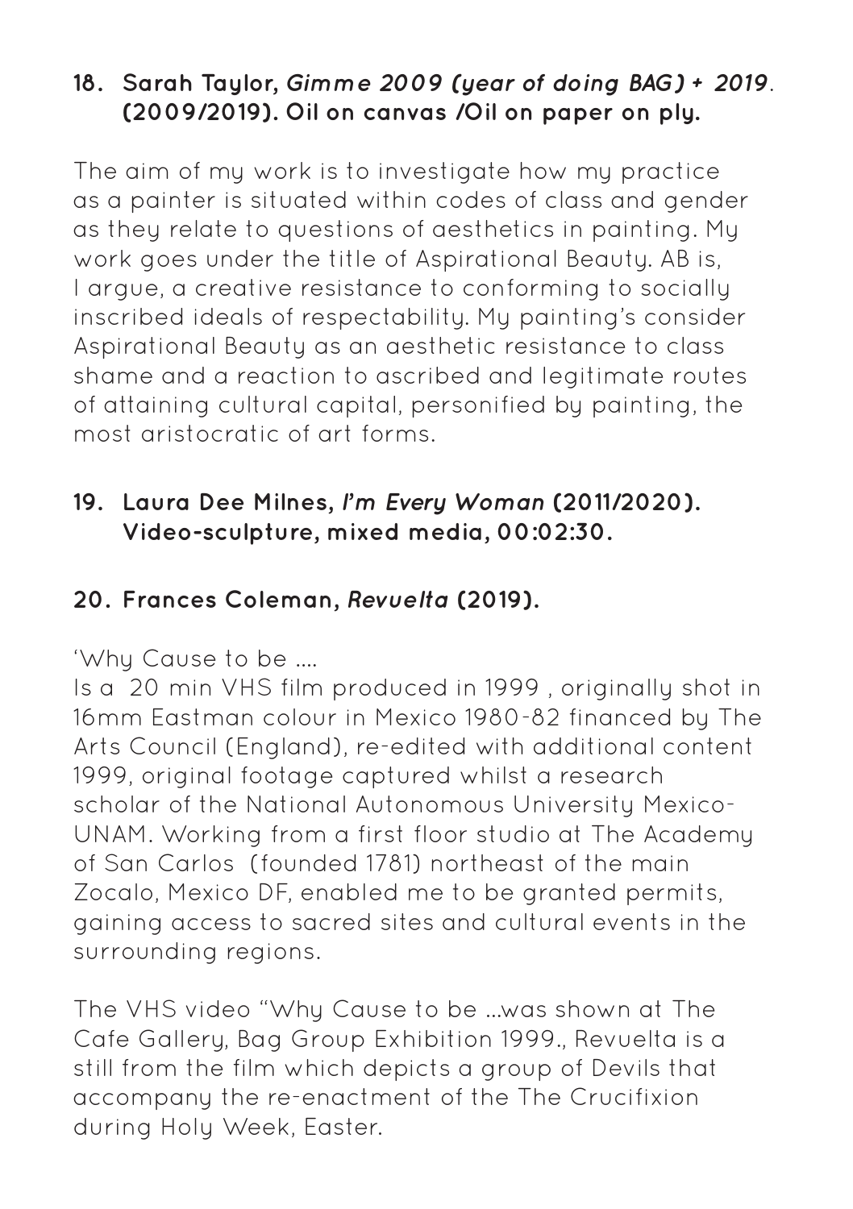### 18. Sarah Taylor, *Gimme 2009 (year of doing BAG) + 2019*. (2009/2019). Oil on canvas /Oil on paper on ply.

The aim of my work is to investigate how my practice as a painter is situated within codes of class and gender as they relate to questions of aesthetics in painting. My work goes under the title of Aspirational Beauty. AB is, I argue, a creative resistance to conforming to socially inscribed ideals of respectability. My painting's consider Aspirational Beauty as an aesthetic resistance to class shame and a reaction to ascribed and legitimate routes of attaining cultural capital, personified by painting, the most aristocratic of art forms.

### 19. Laura Dee Milnes, *I'm Every Woman* (2011/2020). Video-sculpture, mixed media, 00:02:30.

### 20. Frances Coleman, *Revuelta* (2019).

'Why Cause to be ....
Is a 20 min VHS film produced in 1999 , originally shot in 16mm Eastman colour in Mexico 1980-82 financed by The Arts Council (England), re-edited with additional content 1999, original footage captured whilst a research scholar of the National Autonomous University Mexico-UNAM. Working from a first floor studio at The Academy of San Carlos (founded 1781) northeast of the main Zocalo, Mexico DF, enabled me to be granted permits, gaining access to sacred sites and cultural events in the surrounding regions.

The VHS video "Why Cause to be ...was shown at The Cafe Gallery, Bag Group Exhibition 1999., Revuelta is a still from the film which depicts a group of Devils that accompany the re-enactment of the The Crucifixion during Holy Week, Easter.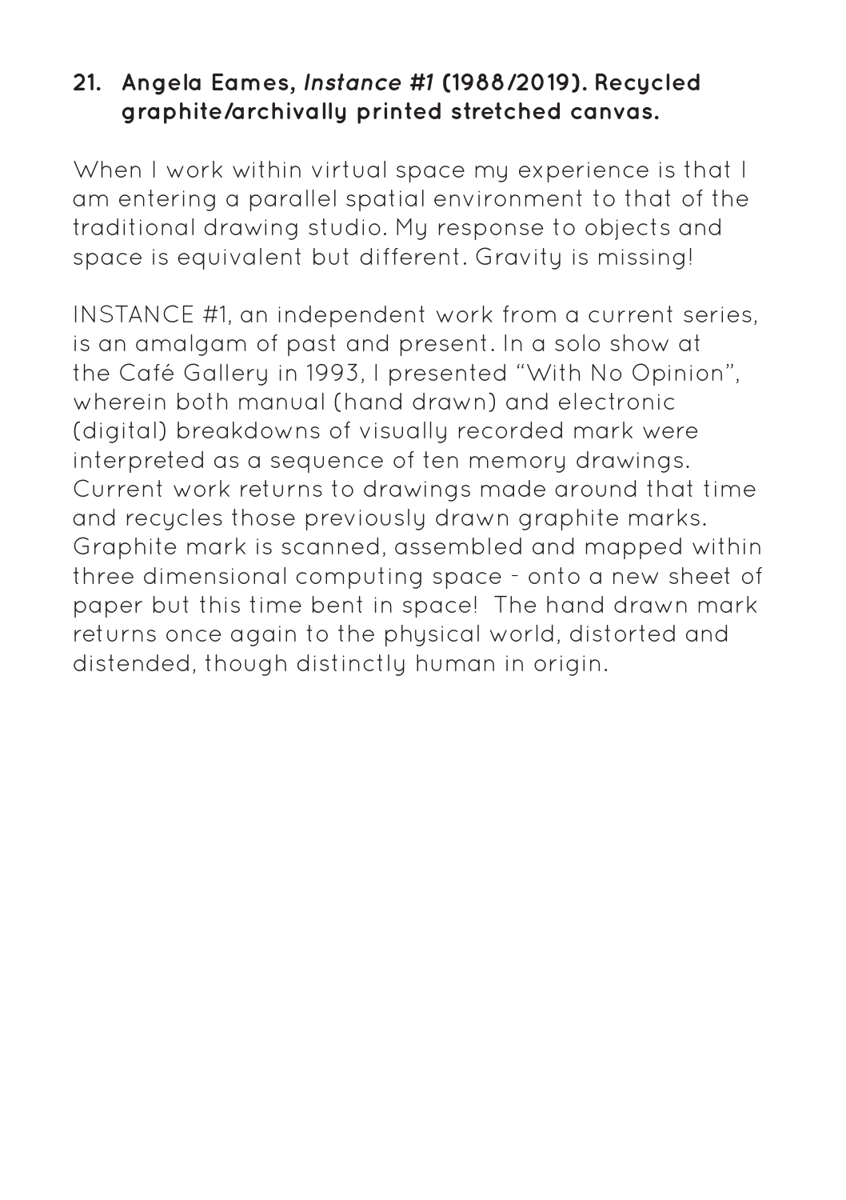**21. Angela Eames, *Instance #1* (1988/2019). Recycled graphite/archivally printed stretched canvas.**

When I work within virtual space my experience is that I am entering a parallel spatial environment to that of the traditional drawing studio. My response to objects and space is equivalent but different. Gravity is missing!

INSTANCE #1, an independent work from a current series, is an amalgam of past and present. In a solo show at the Café Gallery in 1993, I presented "With No Opinion", wherein both manual (hand drawn) and electronic (digital) breakdowns of visually recorded mark were interpreted as a sequence of ten memory drawings. Current work returns to drawings made around that time and recycles those previously drawn graphite marks. Graphite mark is scanned, assembled and mapped within three dimensional computing space - onto a new sheet of paper but this time bent in space! The hand drawn mark returns once again to the physical world, distorted and distended, though distinctly human in origin.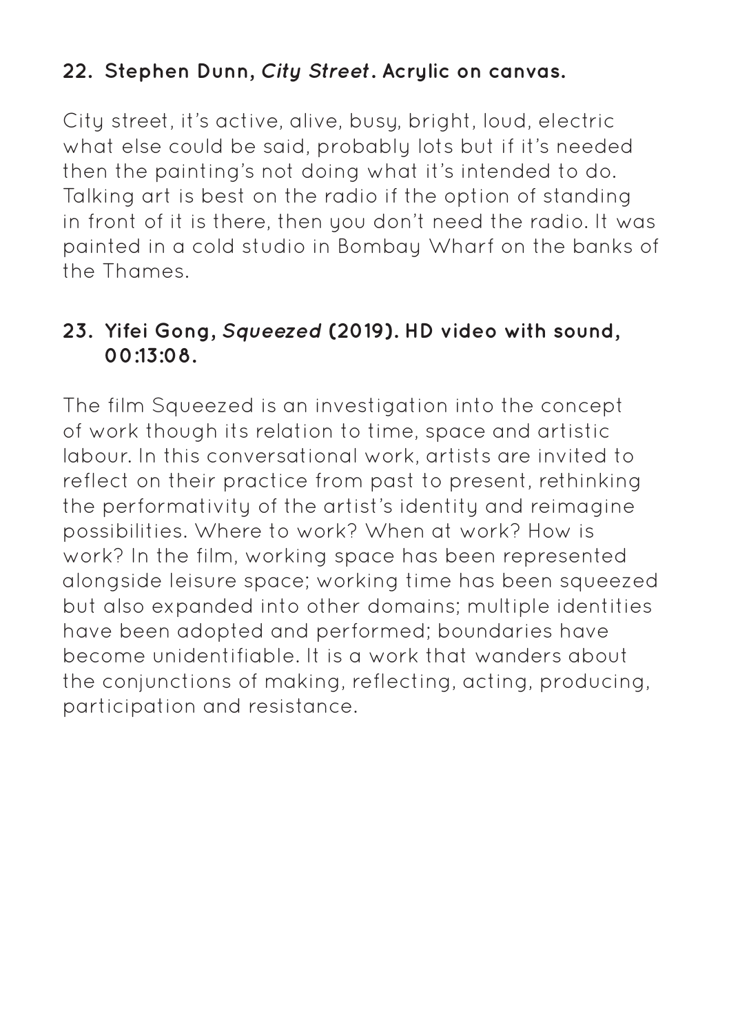### 22. Stephen Dunn, *City Street*. Acrylic on canvas.

City street, it's active, alive, busy, bright, loud, electric what else could be said, probably lots but if it's needed then the painting's not doing what it's intended to do. Talking art is best on the radio if the option of standing in front of it is there, then you don't need the radio. It was painted in a cold studio in Bombay Wharf on the banks of the Thames.

### 23. Yifei Gong, *Squeezed* (2019). HD video with sound, 00:13:08.

The film Squeezed is an investigation into the concept of work though its relation to time, space and artistic labour. In this conversational work, artists are invited to reflect on their practice from past to present, rethinking the performativity of the artist's identity and reimagine possibilities. Where to work? When at work? How is work? In the film, working space has been represented alongside leisure space; working time has been squeezed but also expanded into other domains; multiple identities have been adopted and performed; boundaries have become unidentifiable. It is a work that wanders about the conjunctions of making, reflecting, acting, producing, participation and resistance.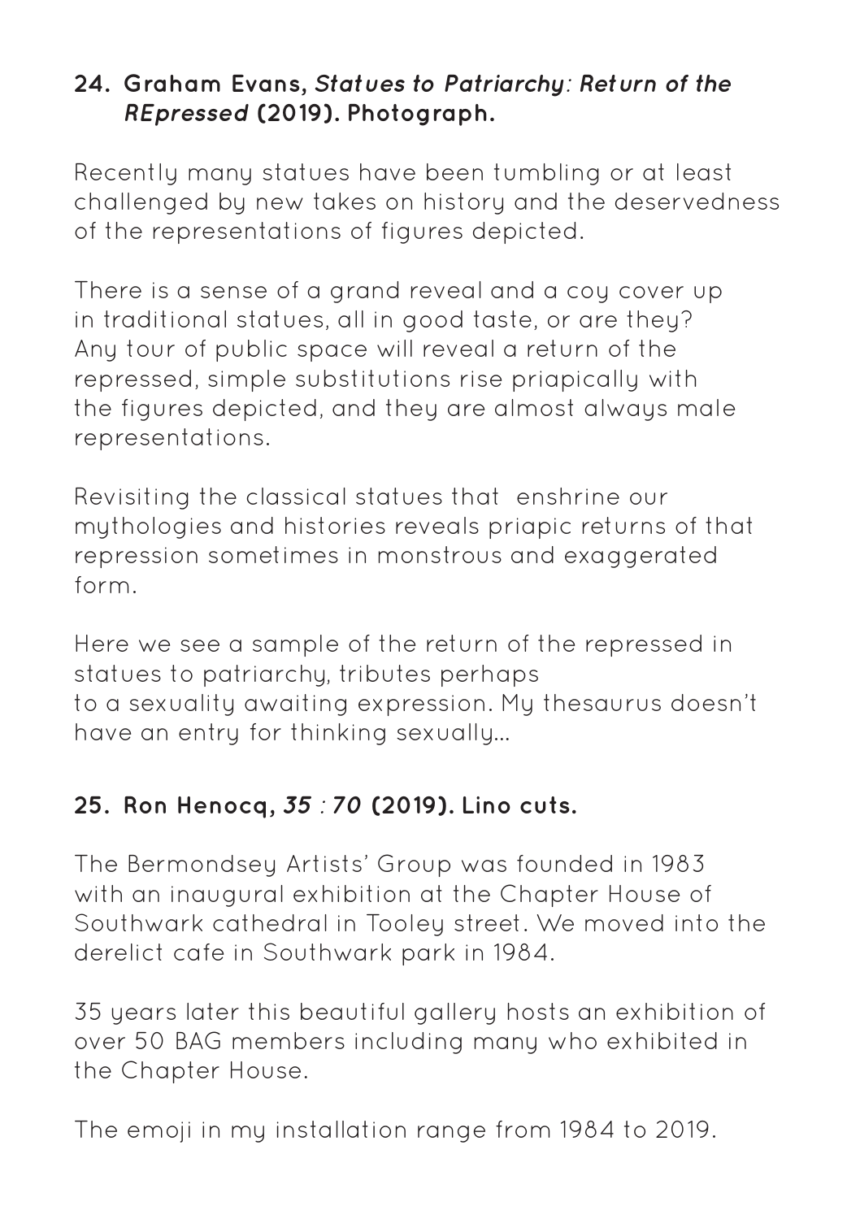### 24. Graham Evans, *Statues to Patriarchy: Return of the REpressed* (2019). Photograph.

Recently many statues have been tumbling or at least challenged by new takes on history and the deservedness of the representations of figures depicted.

There is a sense of a grand reveal and a coy cover up in traditional statues, all in good taste, or are they? Any tour of public space will reveal a return of the repressed, simple substitutions rise priapically with the figures depicted, and they are almost always male representations.

Revisiting the classical statues that enshrine our mythologies and histories reveals priapic returns of that repression sometimes in monstrous and exaggerated form.

Here we see a sample of the return of the repressed in statues to patriarchy, tributes perhaps to a sexuality awaiting expression. My thesaurus doesn't have an entry for thinking sexually...

### 25. Ron Henocq, *35 : 70* (2019). Lino cuts.

The Bermondsey Artists' Group was founded in 1983 with an inaugural exhibition at the Chapter House of Southwark cathedral in Tooley street. We moved into the derelict cafe in Southwark park in 1984.

35 years later this beautiful gallery hosts an exhibition of over 50 BAG members including many who exhibited in the Chapter House.

The emoji in my installation range from 1984 to 2019.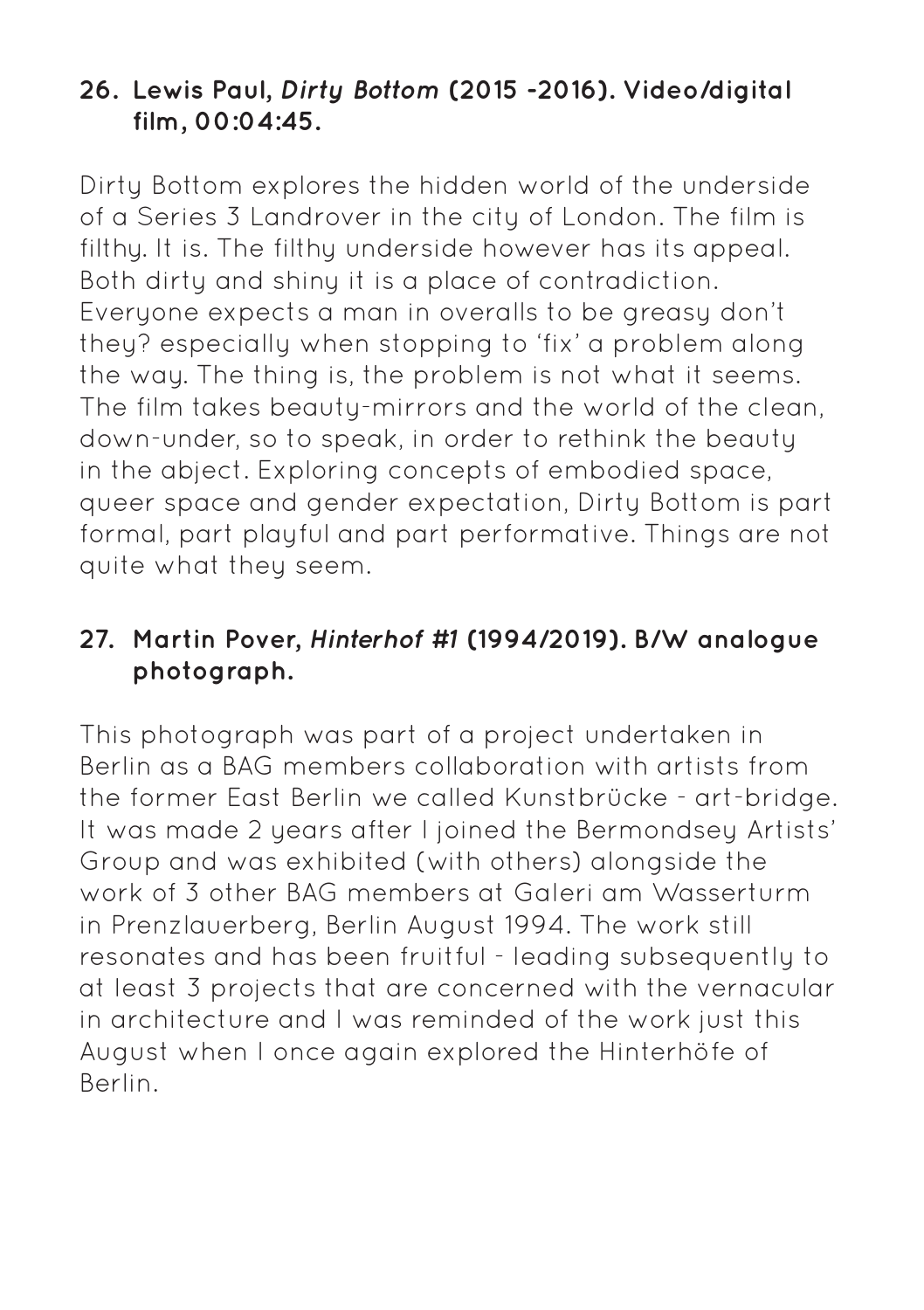**26. Lewis Paul, *Dirty Bottom* (2015 -2016). Video/digital film, 00:04:45.**

Dirty Bottom explores the hidden world of the underside of a Series 3 Landrover in the city of London. The film is filthy. It is. The filthy underside however has its appeal. Both dirty and shiny it is a place of contradiction. Everyone expects a man in overalls to be greasy don't they? especially when stopping to 'fix' a problem along the way. The thing is, the problem is not what it seems. The film takes beauty-mirrors and the world of the clean, down-under, so to speak, in order to rethink the beauty in the abject. Exploring concepts of embodied space, queer space and gender expectation, Dirty Bottom is part formal, part playful and part performative. Things are not quite what they seem.

**27. Martin Pover, *Hinterhof #1* (1994/2019). B/W analogue photograph.**

This photograph was part of a project undertaken in Berlin as a BAG members collaboration with artists from the former East Berlin we called Kunstbrücke - art-bridge. It was made 2 years after I joined the Bermondsey Artists' Group and was exhibited (with others) alongside the work of 3 other BAG members at Galeri am Wasserturm in Prenzlauerberg, Berlin August 1994. The work still resonates and has been fruitful - leading subsequently to at least 3 projects that are concerned with the vernacular in architecture and I was reminded of the work just this August when I once again explored the Hinterhöfe of Berlin.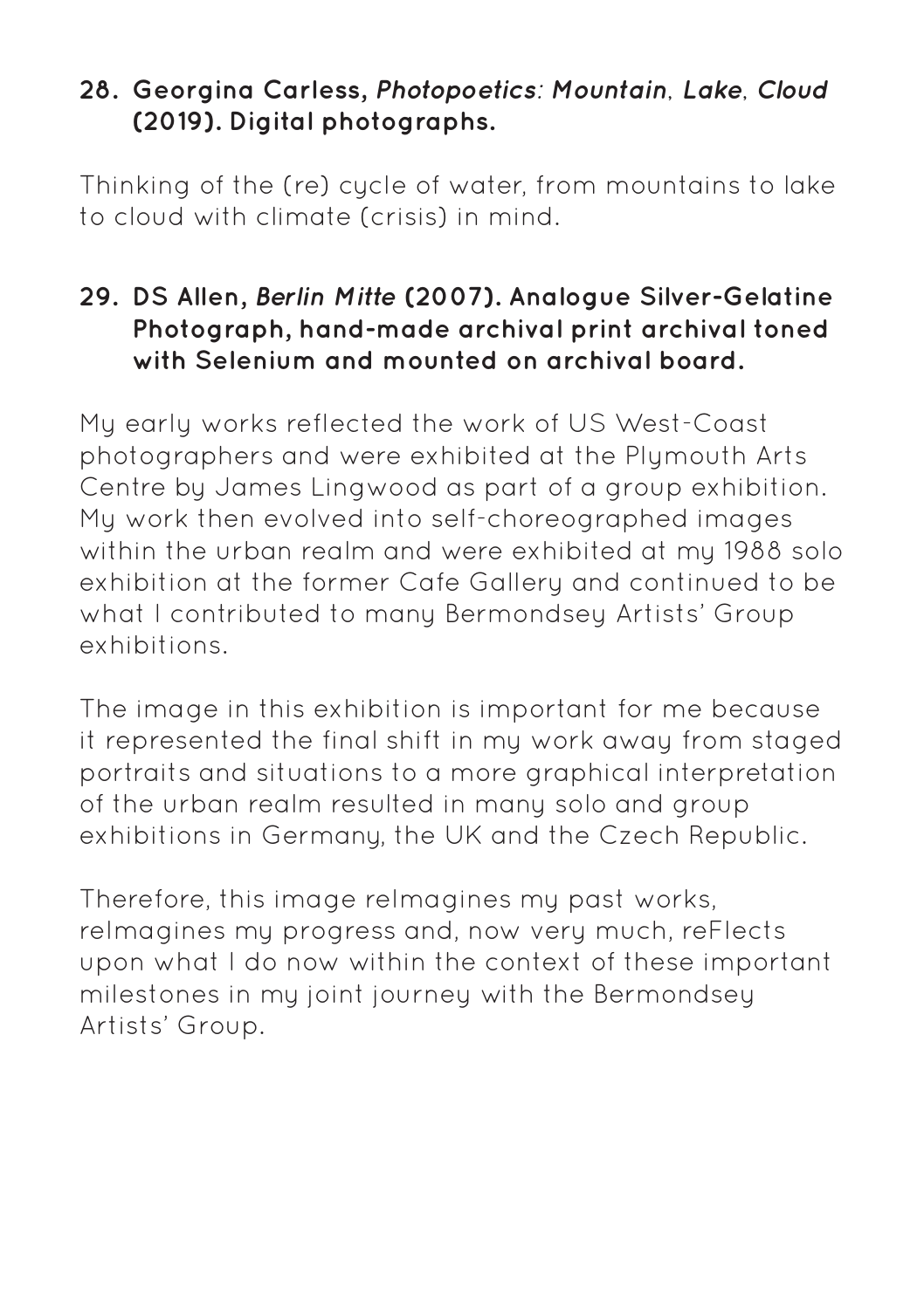### 28. Georgina Carless, *Photopoetics: Mountain, Lake, Cloud* (2019). Digital photographs.

Thinking of the (re) cycle of water, from mountains to lake to cloud with climate (crisis) in mind.

### 29. DS Allen, *Berlin Mitte* (2007). Analogue Silver-Gelatine Photograph, hand-made archival print archival toned with Selenium and mounted on archival board.

My early works reflected the work of US West-Coast photographers and were exhibited at the Plymouth Arts Centre by James Lingwood as part of a group exhibition. My work then evolved into self-choreographed images within the urban realm and were exhibited at my 1988 solo exhibition at the former Cafe Gallery and continued to be what I contributed to many Bermondsey Artists' Group exhibitions.

The image in this exhibition is important for me because it represented the final shift in my work away from staged portraits and situations to a more graphical interpretation of the urban realm resulted in many solo and group exhibitions in Germany, the UK and the Czech Republic.

Therefore, this image reImagines my past works, reImagines my progress and, now very much, reFlects upon what I do now within the context of these important milestones in my joint journey with the Bermondsey Artists' Group.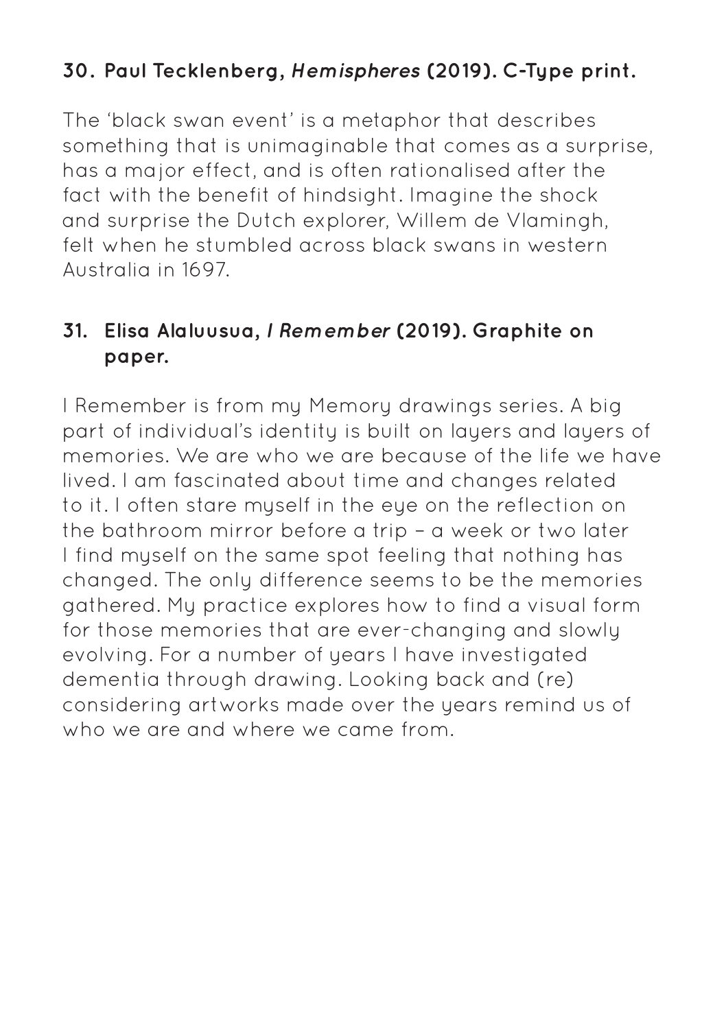### 30. Paul Tecklenberg, *Hemispheres* (2019). C-Type print.

The 'black swan event' is a metaphor that describes something that is unimaginable that comes as a surprise, has a major effect, and is often rationalised after the fact with the benefit of hindsight. Imagine the shock and surprise the Dutch explorer, Willem de Vlamingh, felt when he stumbled across black swans in western Australia in 1697.

### 31. Elisa Alaluusua, *I Remember* (2019). Graphite on paper.

I Remember is from my Memory drawings series. A big part of individual's identity is built on layers and layers of memories. We are who we are because of the life we have lived. I am fascinated about time and changes related to it. I often stare myself in the eye on the reflection on the bathroom mirror before a trip – a week or two later I find myself on the same spot feeling that nothing has changed. The only difference seems to be the memories gathered. My practice explores how to find a visual form for those memories that are ever-changing and slowly evolving. For a number of years I have investigated dementia through drawing. Looking back and (re) considering artworks made over the years remind us of who we are and where we came from.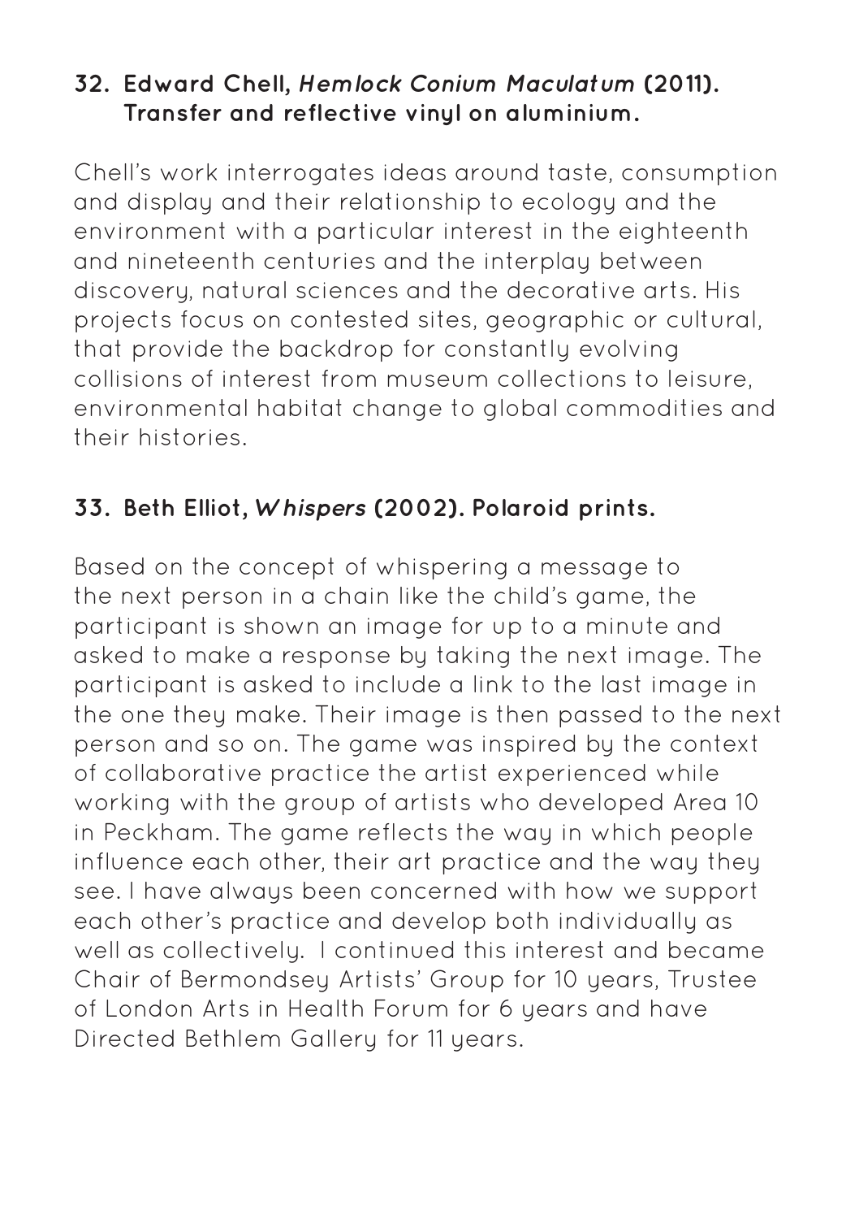### 32. Edward Chell, *Hemlock Conium Maculatum* (2011). Transfer and reflective vinyl on aluminium.

Chell's work interrogates ideas around taste, consumption and display and their relationship to ecology and the environment with a particular interest in the eighteenth and nineteenth centuries and the interplay between discovery, natural sciences and the decorative arts. His projects focus on contested sites, geographic or cultural, that provide the backdrop for constantly evolving collisions of interest from museum collections to leisure, environmental habitat change to global commodities and their histories.

### 33. Beth Elliot, *Whispers* (2002). Polaroid prints.

Based on the concept of whispering a message to the next person in a chain like the child's game, the participant is shown an image for up to a minute and asked to make a response by taking the next image. The participant is asked to include a link to the last image in the one they make. Their image is then passed to the next person and so on. The game was inspired by the context of collaborative practice the artist experienced while working with the group of artists who developed Area 10 in Peckham. The game reflects the way in which people influence each other, their art practice and the way they see. I have always been concerned with how we support each other's practice and develop both individually as well as collectively. I continued this interest and became Chair of Bermondsey Artists' Group for 10 years, Trustee of London Arts in Health Forum for 6 years and have Directed Bethlem Gallery for 11 years.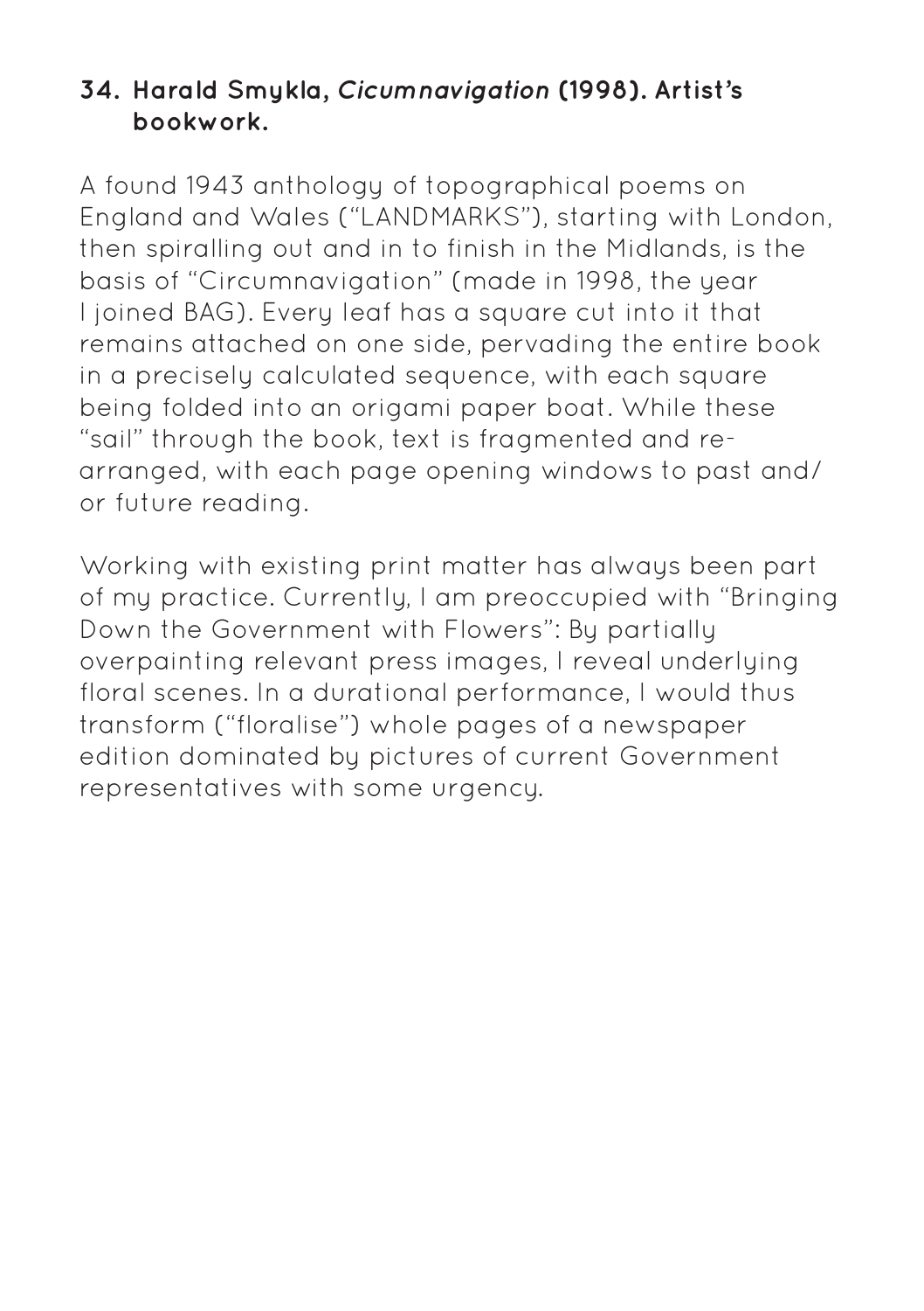**34. Harald Smykla, *Cicumnavigation* (1998). Artist's bookwork.**

A found 1943 anthology of topographical poems on England and Wales ("LANDMARKS"), starting with London, then spiralling out and in to finish in the Midlands, is the basis of "Circumnavigation" (made in 1998, the year I joined BAG). Every leaf has a square cut into it that remains attached on one side, pervading the entire book in a precisely calculated sequence, with each square being folded into an origami paper boat. While these "sail" through the book, text is fragmented and re-arranged, with each page opening windows to past and/or future reading.

Working with existing print matter has always been part of my practice. Currently, I am preoccupied with "Bringing Down the Government with Flowers": By partially overpainting relevant press images, I reveal underlying floral scenes. In a durational performance, I would thus transform ("floralise") whole pages of a newspaper edition dominated by pictures of current Government representatives with some urgency.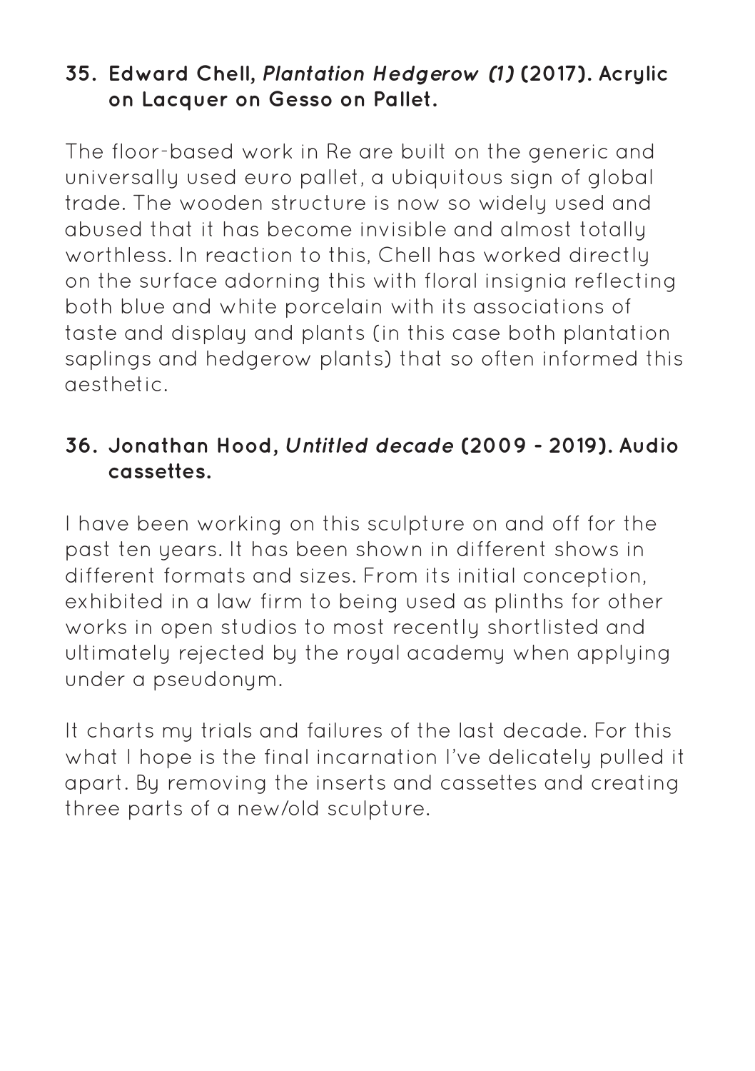### 35. Edward Chell, *Plantation Hedgerow (1)* (2017). Acrylic on Lacquer on Gesso on Pallet.

The floor-based work in Re are built on the generic and universally used euro pallet, a ubiquitous sign of global trade. The wooden structure is now so widely used and abused that it has become invisible and almost totally worthless. In reaction to this, Chell has worked directly on the surface adorning this with floral insignia reflecting both blue and white porcelain with its associations of taste and display and plants (in this case both plantation saplings and hedgerow plants) that so often informed this aesthetic.

### 36. Jonathan Hood, *Untitled decade* (2009 - 2019). Audio cassettes.

I have been working on this sculpture on and off for the past ten years. It has been shown in different shows in different formats and sizes. From its initial conception, exhibited in a law firm to being used as plinths for other works in open studios to most recently shortlisted and ultimately rejected by the royal academy when applying under a pseudonym.

It charts my trials and failures of the last decade. For this what I hope is the final incarnation I've delicately pulled it apart. By removing the inserts and cassettes and creating three parts of a new/old sculpture.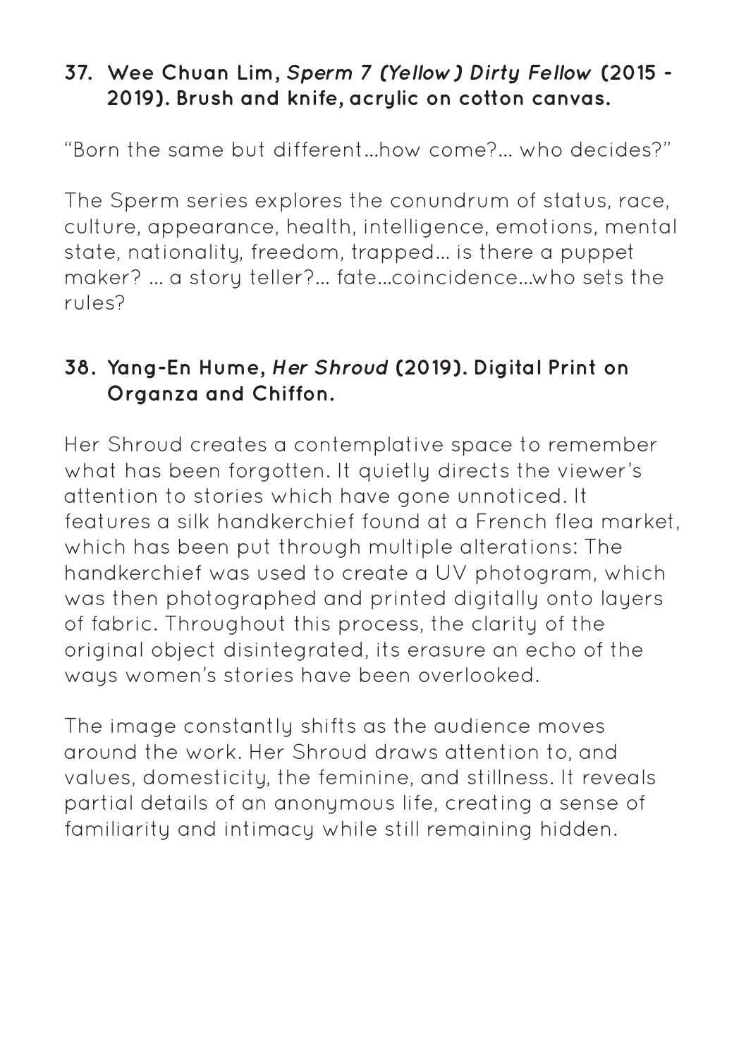### 37. Wee Chuan Lim, *Sperm 7 (Yellow) Dirty Fellow* (2015 - 2019). Brush and knife, acrylic on cotton canvas.

"Born the same but different...how come?... who decides?"

The Sperm series explores the conundrum of status, race, culture, appearance, health, intelligence, emotions, mental state, nationality, freedom, trapped... is there a puppet maker? ... a story teller?... fate...coincidence...who sets the rules?

### 38. Yang-En Hume, *Her Shroud* (2019). Digital Print on Organza and Chiffon.

Her Shroud creates a contemplative space to remember what has been forgotten. It quietly directs the viewer's attention to stories which have gone unnoticed. It features a silk handkerchief found at a French flea market, which has been put through multiple alterations: The handkerchief was used to create a UV photogram, which was then photographed and printed digitally onto layers of fabric. Throughout this process, the clarity of the original object disintegrated, its erasure an echo of the ways women's stories have been overlooked.

The image constantly shifts as the audience moves around the work. Her Shroud draws attention to, and values, domesticity, the feminine, and stillness. It reveals partial details of an anonymous life, creating a sense of familiarity and intimacy while still remaining hidden.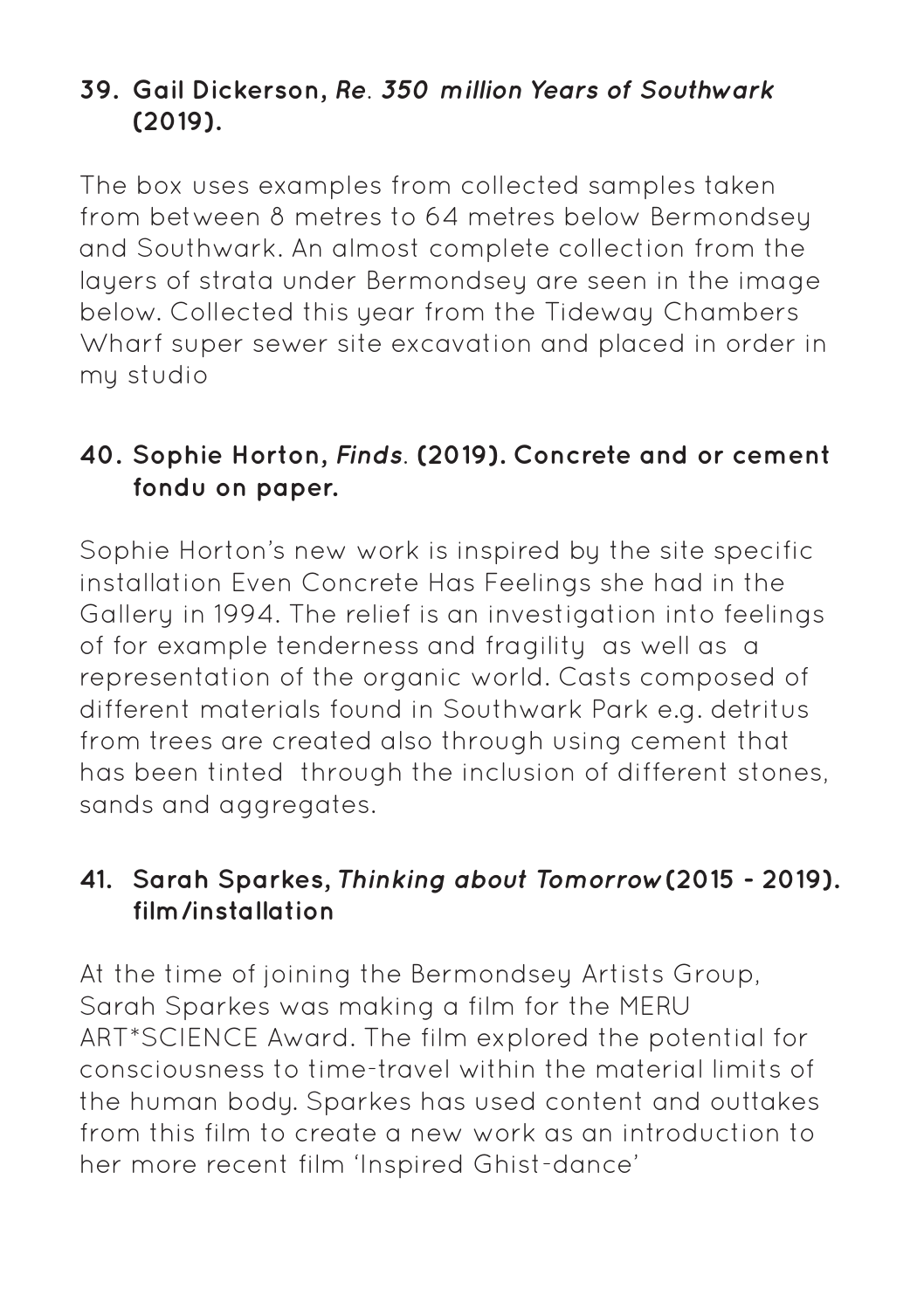### 39. Gail Dickerson, *Re. 350 million Years of Southwark* (2019).

The box uses examples from collected samples taken from between 8 metres to 64 metres below Bermondsey and Southwark. An almost complete collection from the layers of strata under Bermondsey are seen in the image below. Collected this year from the Tideway Chambers Wharf super sewer site excavation and placed in order in my studio

### 40. Sophie Horton, *Finds*. (2019). Concrete and or cement fondu on paper.

Sophie Horton's new work is inspired by the site specific installation Even Concrete Has Feelings she had in the Gallery in 1994. The relief is an investigation into feelings of for example tenderness and fragility as well as a representation of the organic world. Casts composed of different materials found in Southwark Park e.g. detritus from trees are created also through using cement that has been tinted through the inclusion of different stones, sands and aggregates.

### 41. Sarah Sparkes, *Thinking about Tomorrow* (2015 - 2019). film/installation

At the time of joining the Bermondsey Artists Group, Sarah Sparkes was making a film for the MERU ART*SCIENCE Award. The film explored the potential for consciousness to time-travel within the material limits of the human body. Sparkes has used content and outtakes from this film to create a new work as an introduction to her more recent film 'Inspired Ghist-dance'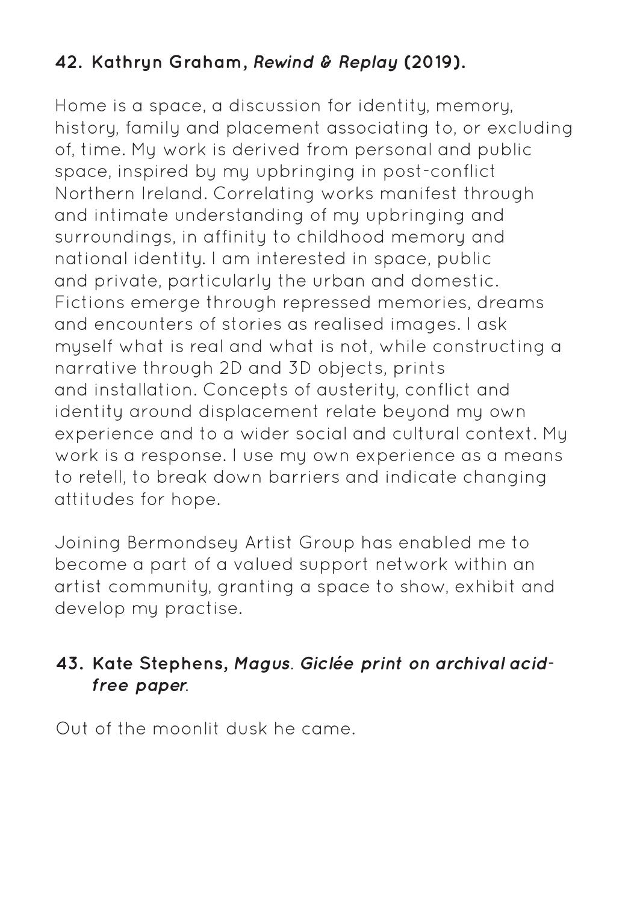### 42. Kathryn Graham, *Rewind & Replay* (2019).

Home is a space, a discussion for identity, memory, history, family and placement associating to, or excluding of, time. My work is derived from personal and public space, inspired by my upbringing in post-conflict Northern Ireland. Correlating works manifest through and intimate understanding of my upbringing and surroundings, in affinity to childhood memory and national identity. I am interested in space, public and private, particularly the urban and domestic. Fictions emerge through repressed memories, dreams and encounters of stories as realised images. I ask myself what is real and what is not, while constructing a narrative through 2D and 3D objects, prints and installation. Concepts of austerity, conflict and identity around displacement relate beyond my own experience and to a wider social and cultural context. My work is a response. I use my own experience as a means to retell, to break down barriers and indicate changing attitudes for hope.

Joining Bermondsey Artist Group has enabled me to become a part of a valued support network within an artist community, granting a space to show, exhibit and develop my practise.

### 43. Kate Stephens, *Magus. Giclée print on archival acid-free paper.*

Out of the moonlit dusk he came.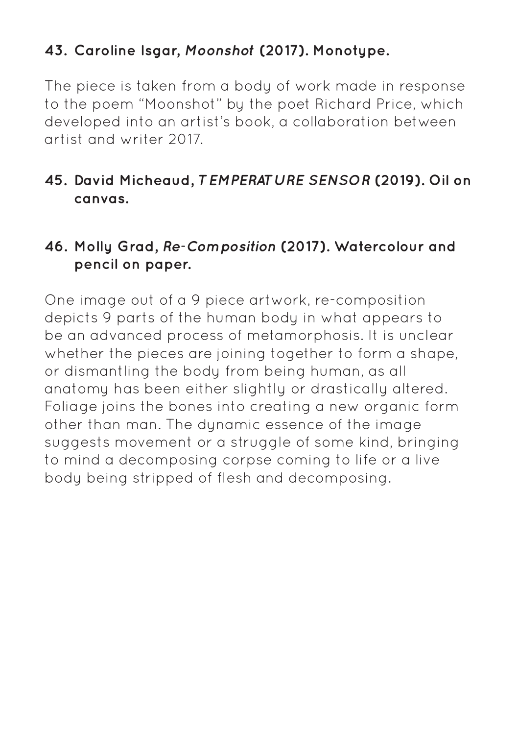### 43. Caroline Isgar, *Moonshot* (2017). Monotype.

The piece is taken from a body of work made in response to the poem "Moonshot" by the poet Richard Price, which developed into an artist's book, a collaboration between artist and writer 2017.

### 45. David Micheaud, *TEMPERATURE SENSOR* (2019). Oil on canvas.

### 46. Molly Grad, *Re-Composition* (2017). Watercolour and pencil on paper.

One image out of a 9 piece artwork, re-composition depicts 9 parts of the human body in what appears to be an advanced process of metamorphosis. It is unclear whether the pieces are joining together to form a shape, or dismantling the body from being human, as all anatomy has been either slightly or drastically altered. Foliage joins the bones into creating a new organic form other than man. The dynamic essence of the image suggests movement or a struggle of some kind, bringing to mind a decomposing corpse coming to life or a live body being stripped of flesh and decomposing.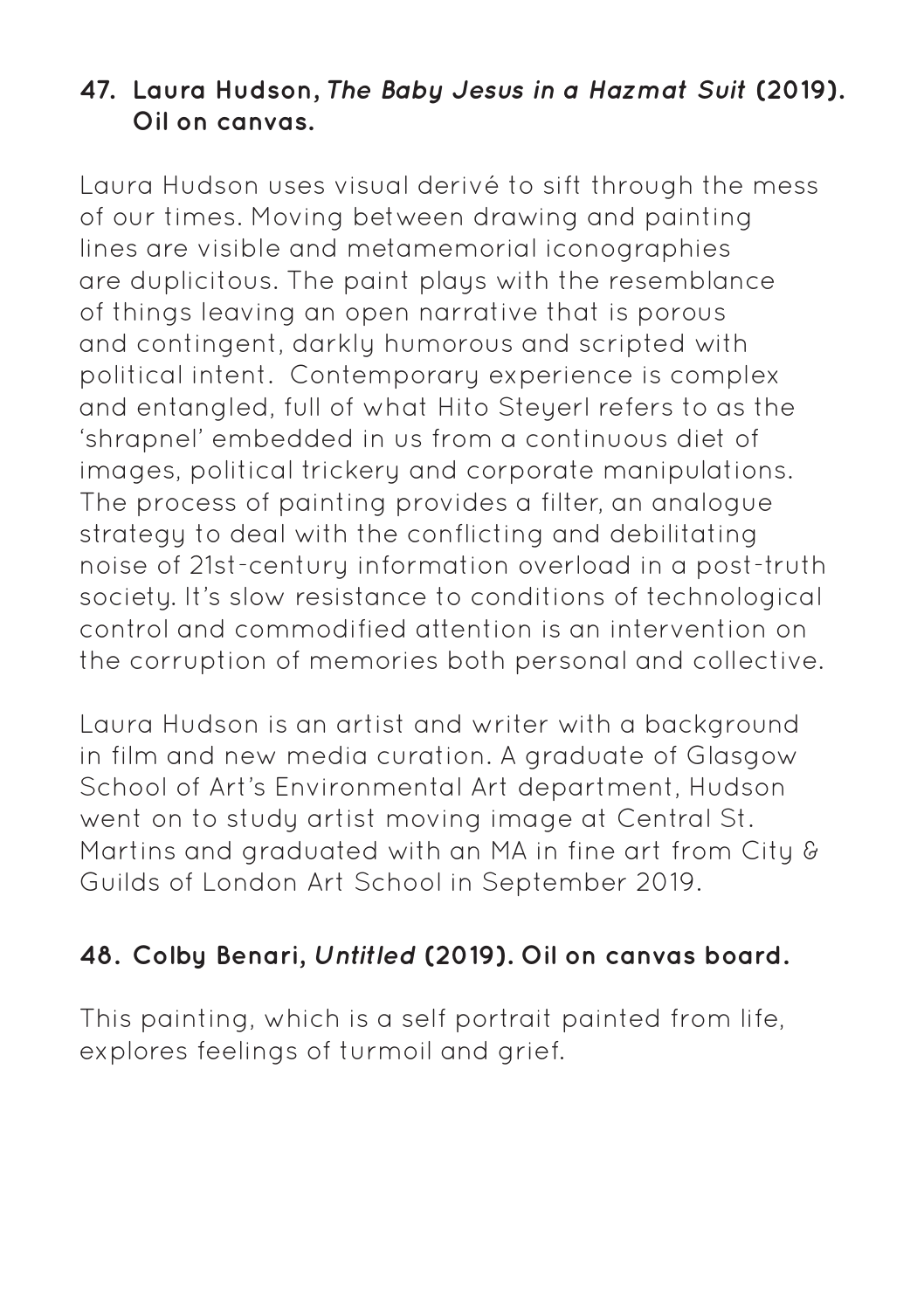### 47. Laura Hudson, *The Baby Jesus in a Hazmat Suit* (2019). Oil on canvas.

Laura Hudson uses visual derivé to sift through the mess of our times. Moving between drawing and painting lines are visible and metamemorial iconographies are duplicitous. The paint plays with the resemblance of things leaving an open narrative that is porous and contingent, darkly humorous and scripted with political intent. Contemporary experience is complex and entangled, full of what Hito Steyerl refers to as the 'shrapnel' embedded in us from a continuous diet of images, political trickery and corporate manipulations. The process of painting provides a filter, an analogue strategy to deal with the conflicting and debilitating noise of 21st-century information overload in a post-truth society. It's slow resistance to conditions of technological control and commodified attention is an intervention on the corruption of memories both personal and collective.

Laura Hudson is an artist and writer with a background in film and new media curation. A graduate of Glasgow School of Art's Environmental Art department, Hudson went on to study artist moving image at Central St. Martins and graduated with an MA in fine art from City & Guilds of London Art School in September 2019.

### 48. Colby Benari, *Untitled* (2019). Oil on canvas board.

This painting, which is a self portrait painted from life, explores feelings of turmoil and grief.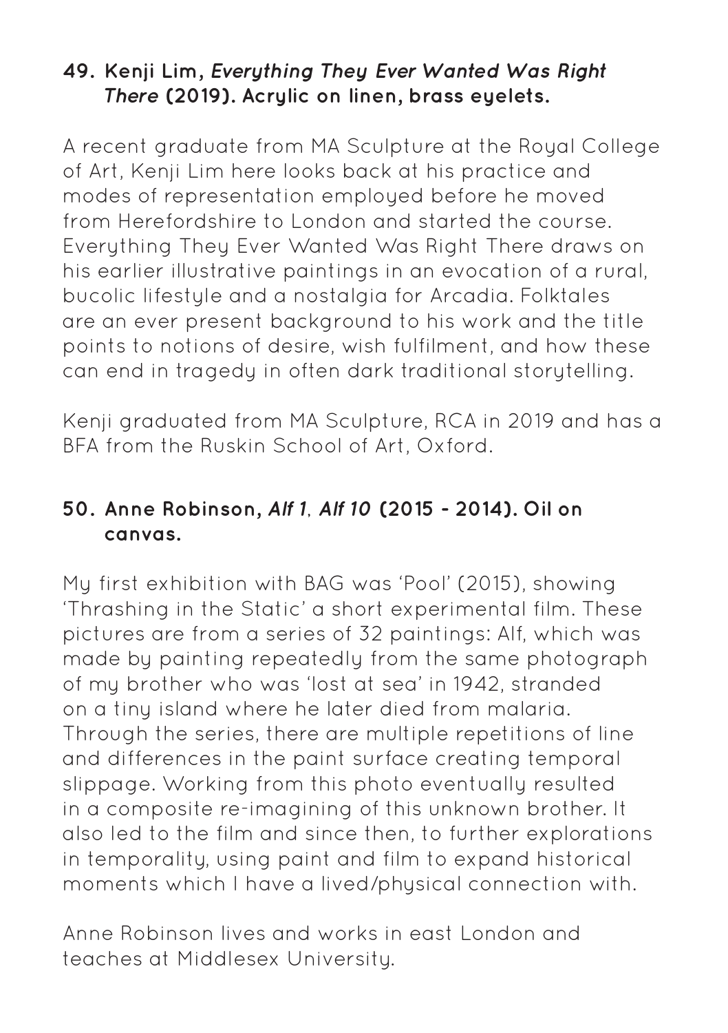**49. Kenji Lim, *Everything They Ever Wanted Was Right There* (2019). Acrylic on linen, brass eyelets.**

A recent graduate from MA Sculpture at the Royal College of Art, Kenji Lim here looks back at his practice and modes of representation employed before he moved from Herefordshire to London and started the course. Everything They Ever Wanted Was Right There draws on his earlier illustrative paintings in an evocation of a rural, bucolic lifestyle and a nostalgia for Arcadia. Folktales are an ever present background to his work and the title points to notions of desire, wish fulfilment, and how these can end in tragedy in often dark traditional storytelling.

Kenji graduated from MA Sculpture, RCA in 2019 and has a BFA from the Ruskin School of Art, Oxford.

**50. Anne Robinson, *Alf 1*, *Alf 10* (2015 - 2014). Oil on canvas.**

My first exhibition with BAG was 'Pool' (2015), showing 'Thrashing in the Static' a short experimental film. These pictures are from a series of 32 paintings: Alf, which was made by painting repeatedly from the same photograph of my brother who was 'lost at sea' in 1942, stranded on a tiny island where he later died from malaria. Through the series, there are multiple repetitions of line and differences in the paint surface creating temporal slippage. Working from this photo eventually resulted in a composite re-imagining of this unknown brother. It also led to the film and since then, to further explorations in temporality, using paint and film to expand historical moments which I have a lived/physical connection with.

Anne Robinson lives and works in east London and teaches at Middlesex University.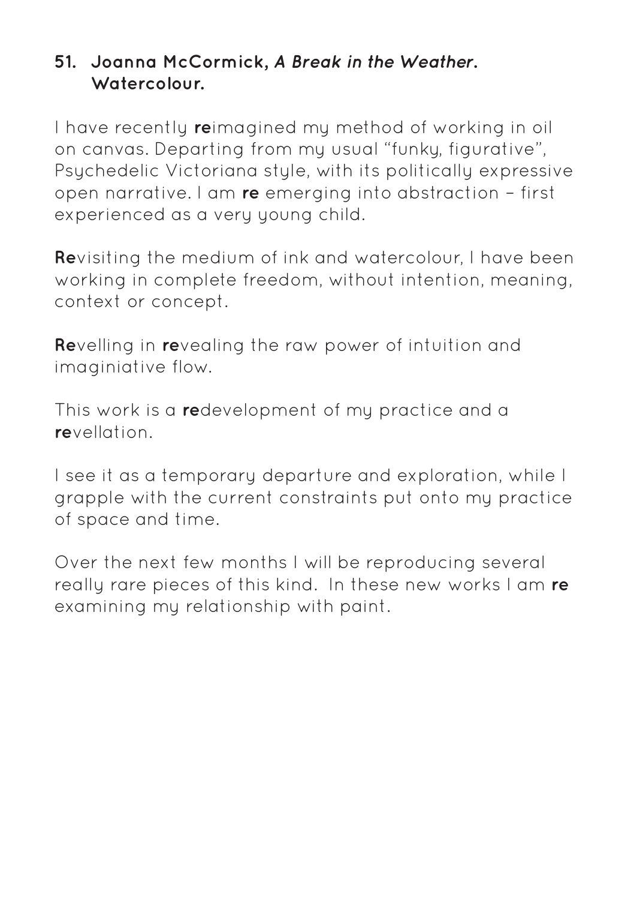**51. Joanna McCormick, *A Break in the Weather*. Watercolour.**

I have recently **re**imagined my method of working in oil on canvas. Departing from my usual "funky, figurative", Psychedelic Victoriana style, with its politically expressive open narrative. I am **re** emerging into abstraction – first experienced as a very young child.

**Re**visiting the medium of ink and watercolour, I have been working in complete freedom, without intention, meaning, context or concept.

**Re**velling in **re**vealing the raw power of intuition and imaginiative flow.

This work is a **re**development of my practice and a **re**vellation.

I see it as a temporary departure and exploration, while I grapple with the current constraints put onto my practice of space and time.

Over the next few months I will be reproducing several really rare pieces of this kind. In these new works I am **re** examining my relationship with paint.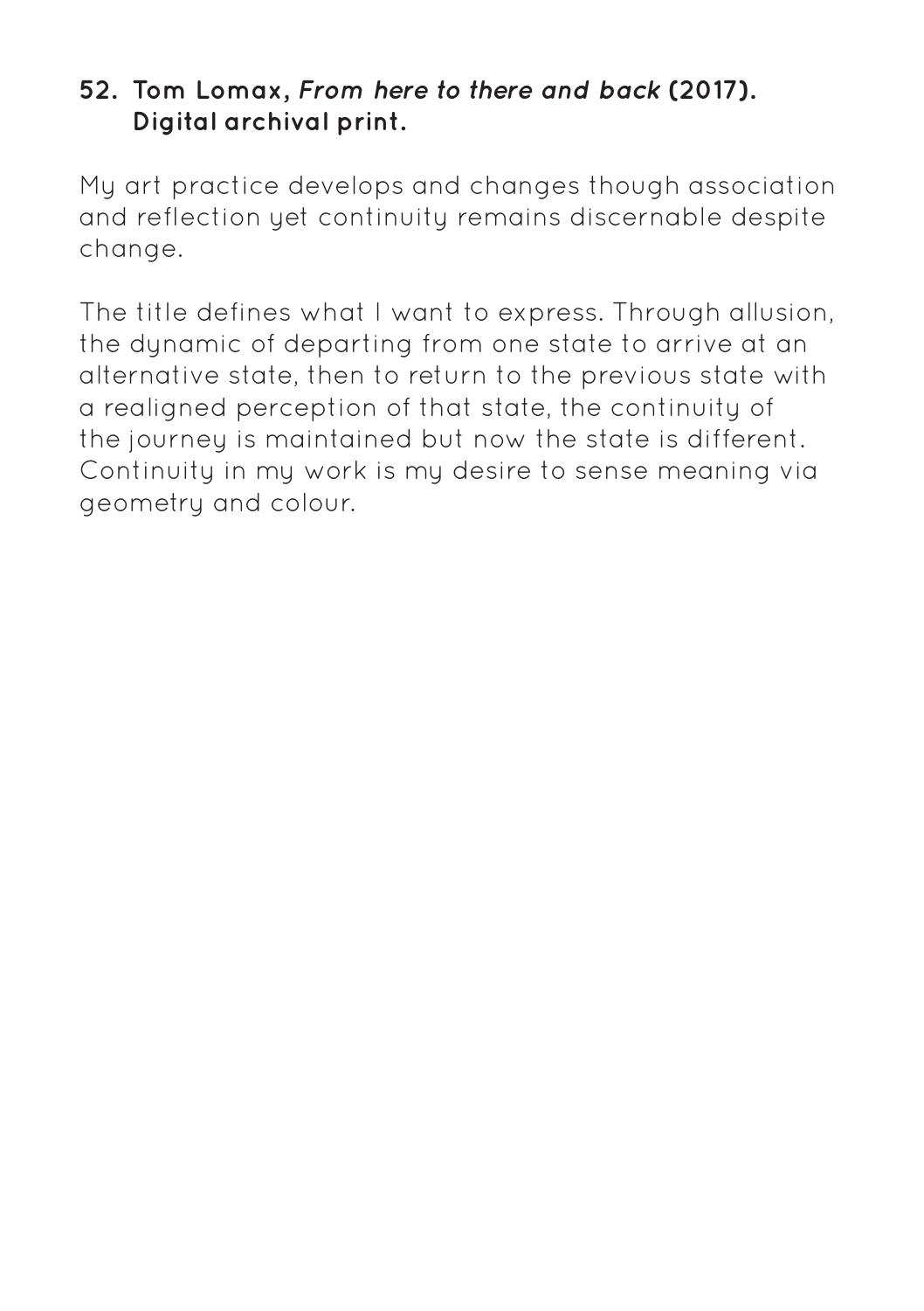**52. Tom Lomax, *From here to there and back* (2017). Digital archival print.**

My art practice develops and changes though association and reflection yet continuity remains discernable despite change.

The title defines what I want to express. Through allusion, the dynamic of departing from one state to arrive at an alternative state, then to return to the previous state with a realigned perception of that state, the continuity of the journey is maintained but now the state is different. Continuity in my work is my desire to sense meaning via geometry and colour.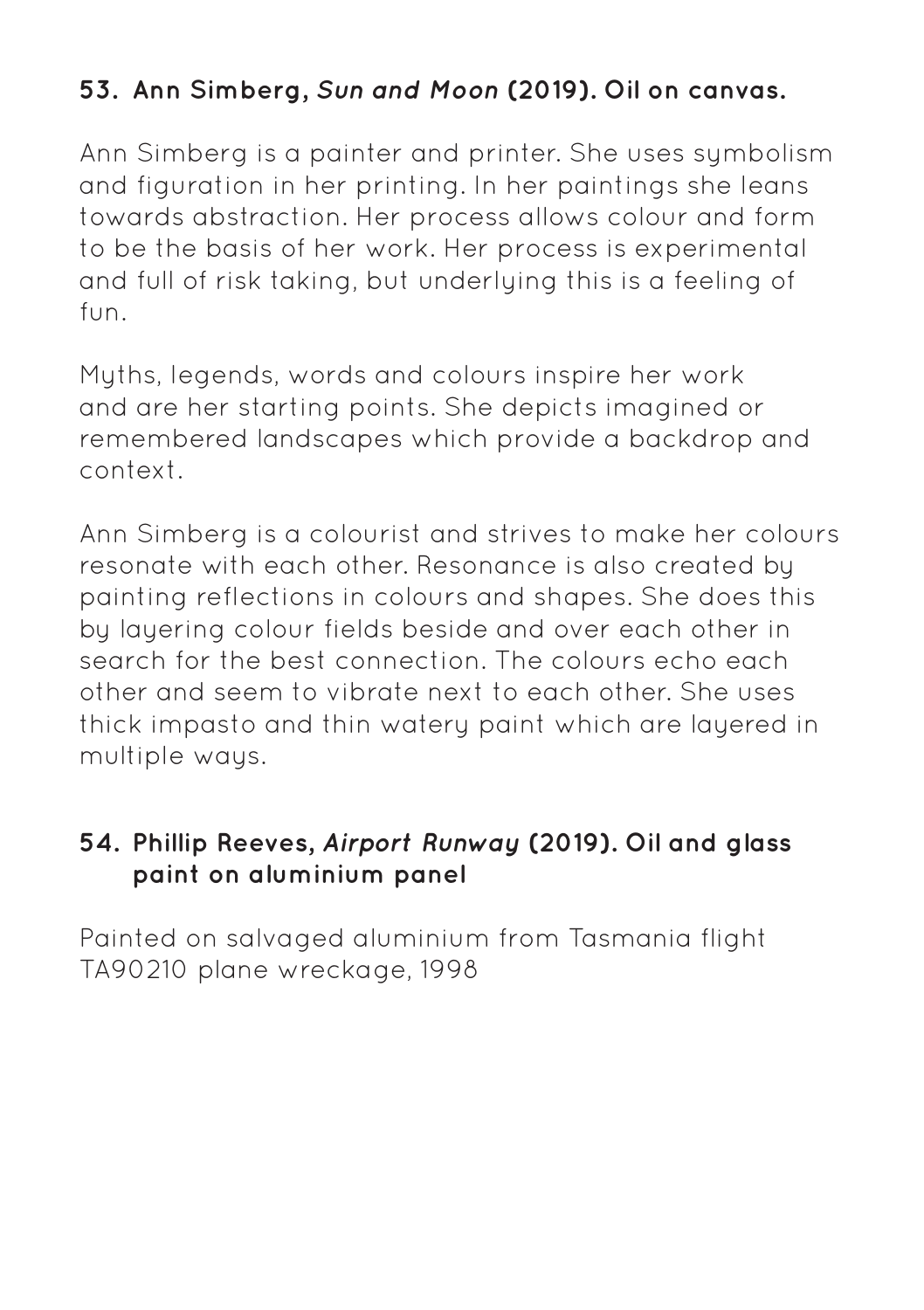### 53. Ann Simberg, *Sun and Moon* (2019). Oil on canvas.

Ann Simberg is a painter and printer. She uses symbolism and figuration in her printing. In her paintings she leans towards abstraction. Her process allows colour and form to be the basis of her work. Her process is experimental and full of risk taking, but underlying this is a feeling of fun.

Myths, legends, words and colours inspire her work and are her starting points. She depicts imagined or remembered landscapes which provide a backdrop and context.

Ann Simberg is a colourist and strives to make her colours resonate with each other. Resonance is also created by painting reflections in colours and shapes. She does this by layering colour fields beside and over each other in search for the best connection. The colours echo each other and seem to vibrate next to each other. She uses thick impasto and thin watery paint which are layered in multiple ways.

### 54. Phillip Reeves, *Airport Runway* (2019). Oil and glass paint on aluminium panel

Painted on salvaged aluminium from Tasmania flight TA90210 plane wreckage, 1998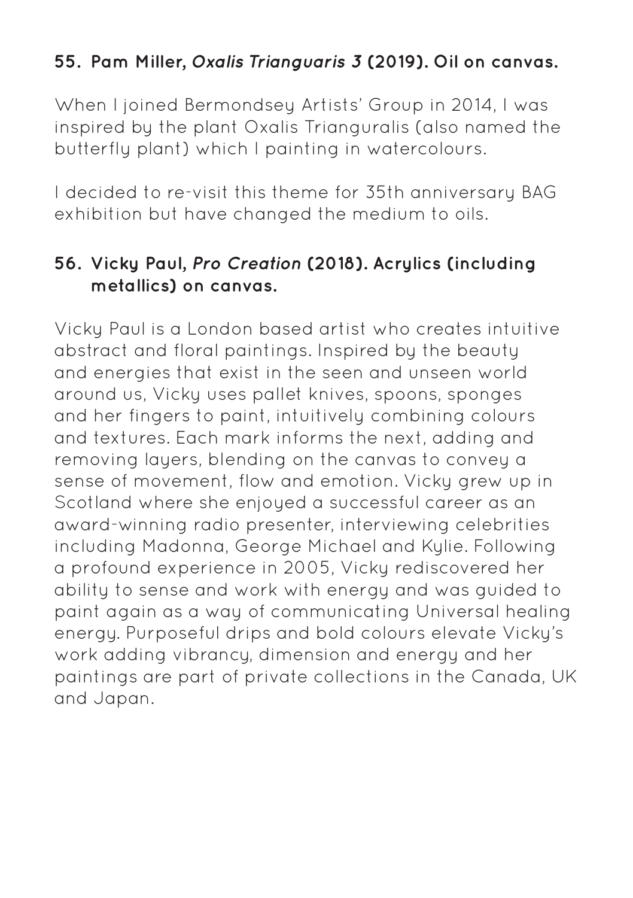### 55. Pam Miller, *Oxalis Trianguaris 3* (2019). Oil on canvas.

When I joined Bermondsey Artists' Group in 2014, I was inspired by the plant Oxalis Trianguralis (also named the butterfly plant) which I painting in watercolours.

I decided to re-visit this theme for 35th anniversary BAG exhibition but have changed the medium to oils.

### 56. Vicky Paul, *Pro Creation* (2018). Acrylics (including metallics) on canvas.

Vicky Paul is a London based artist who creates intuitive abstract and floral paintings. Inspired by the beauty and energies that exist in the seen and unseen world around us, Vicky uses pallet knives, spoons, sponges and her fingers to paint, intuitively combining colours and textures. Each mark informs the next, adding and removing layers, blending on the canvas to convey a sense of movement, flow and emotion. Vicky grew up in Scotland where she enjoyed a successful career as an award-winning radio presenter, interviewing celebrities including Madonna, George Michael and Kylie. Following a profound experience in 2005, Vicky rediscovered her ability to sense and work with energy and was guided to paint again as a way of communicating Universal healing energy. Purposeful drips and bold colours elevate Vicky's work adding vibrancy, dimension and energy and her paintings are part of private collections in the Canada, UK and Japan.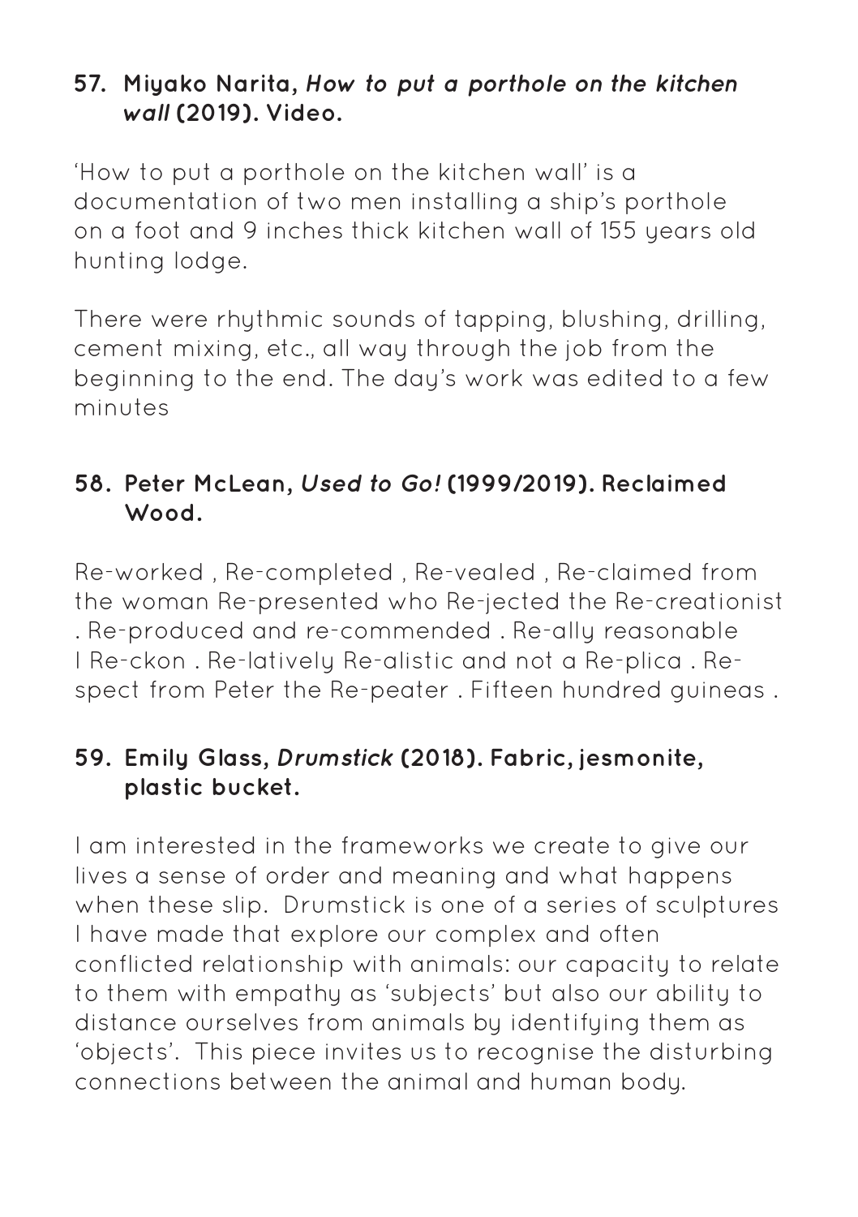### 57. Miyako Narita, *How to put a porthole on the kitchen wall* (2019). Video.

'How to put a porthole on the kitchen wall' is a documentation of two men installing a ship's porthole on a foot and 9 inches thick kitchen wall of 155 years old hunting lodge.

There were rhythmic sounds of tapping, blushing, drilling, cement mixing, etc., all way through the job from the beginning to the end. The day's work was edited to a few minutes

### 58. Peter McLean, *Used to Go!* (1999/2019). Reclaimed Wood.

Re-worked , Re-completed , Re-vealed , Re-claimed from the woman Re-presented who Re-jected the Re-creationist . Re-produced and re-commended . Re-ally reasonable I Re-ckon . Re-latively Re-alistic and not a Re-plica . Re-spect from Peter the Re-peater . Fifteen hundred guineas .

### 59. Emily Glass, *Drumstick* (2018). Fabric, jesmonite, plastic bucket.

I am interested in the frameworks we create to give our lives a sense of order and meaning and what happens when these slip. Drumstick is one of a series of sculptures I have made that explore our complex and often conflicted relationship with animals: our capacity to relate to them with empathy as 'subjects' but also our ability to distance ourselves from animals by identifying them as 'objects'. This piece invites us to recognise the disturbing connections between the animal and human body.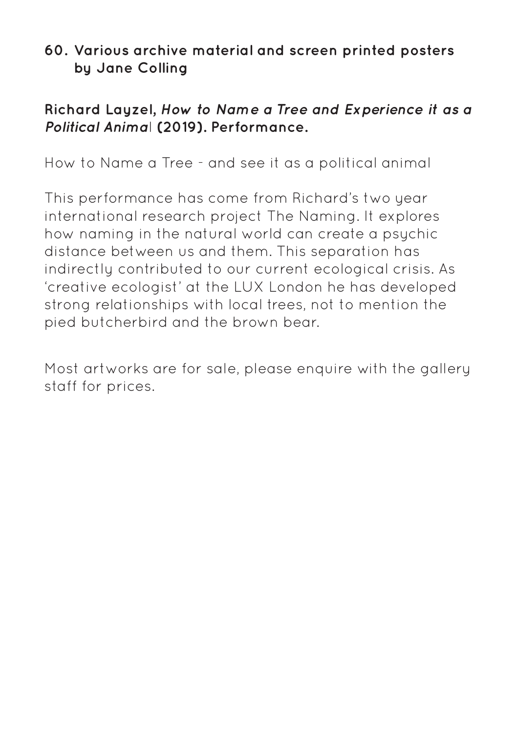**60. Various archive material and screen printed posters by Jane Colling**

**Richard Layzel, *How to Name a Tree and Experience it as a Political Animal* (2019). Performance.**

How to Name a Tree - and see it as a political animal

This performance has come from Richard's two year international research project The Naming. It explores how naming in the natural world can create a psychic distance between us and them. This separation has indirectly contributed to our current ecological crisis. As 'creative ecologist' at the LUX London he has developed strong relationships with local trees, not to mention the pied butcherbird and the brown bear.

Most artworks are for sale, please enquire with the gallery staff for prices.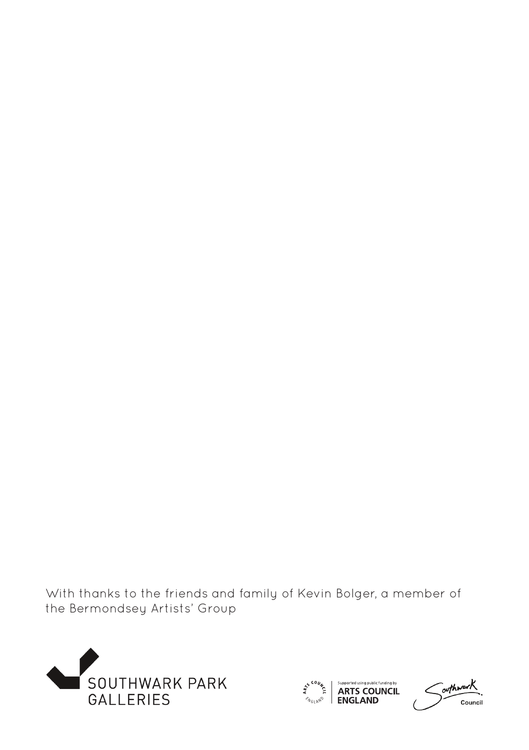With thanks to the friends and family of Kevin Bolger, a member of the Bermondsey Artists' Group

SOUTHWARK PARK GALLERIES

Supported using public funding by ARTS COUNCIL ENGLAND

Southwark Council